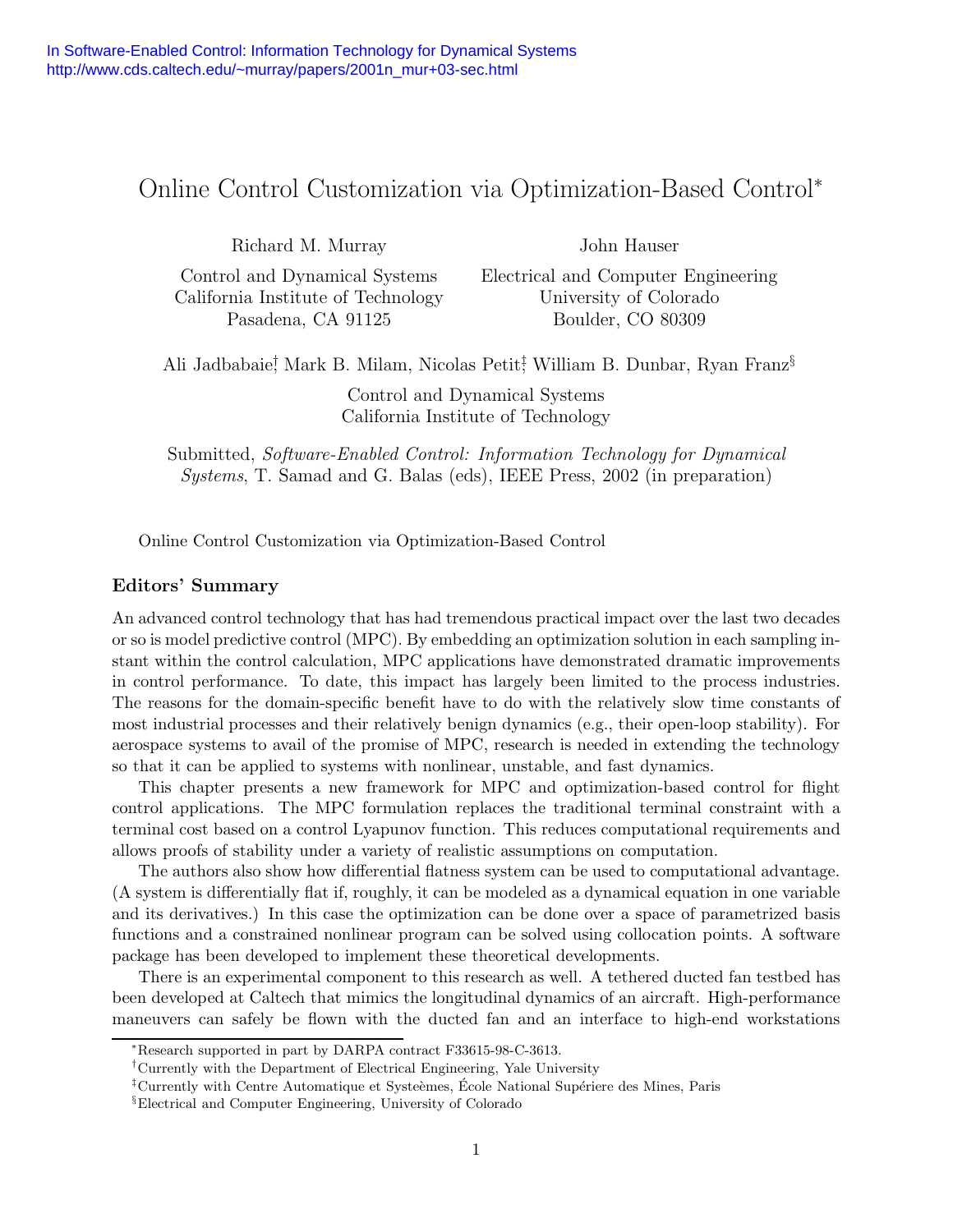In Software-Enabled Control: Information Technology for Dynamical Systems
http://www.cds.caltech.edu/~murray/papers/2001n_mur+03-sec.html

# Online Control Customization via Optimization-Based Control*

Richard M. Murray
Control and Dynamical Systems
California Institute of Technology
Pasadena, CA 91125

John Hauser
Electrical and Computer Engineering
University of Colorado
Boulder, CO 80309

Ali Jadbabaie[†], Mark B. Milam, Nicolas Petit[‡], William B. Dunbar, Ryan Franz[§]

Control and Dynamical Systems
California Institute of Technology

Submitted, *Software-Enabled Control: Information Technology for Dynamical Systems*, T. Samad and G. Balas (eds), IEEE Press, 2002 (in preparation)

Online Control Customization via Optimization-Based Control

## Editors' Summary

An advanced control technology that has had tremendous practical impact over the last two decades or so is model predictive control (MPC). By embedding an optimization solution in each sampling instant within the control calculation, MPC applications have demonstrated dramatic improvements in control performance. To date, this impact has largely been limited to the process industries. The reasons for the domain-specific benefit have to do with the relatively slow time constants of most industrial processes and their relatively benign dynamics (e.g., their open-loop stability). For aerospace systems to avail of the promise of MPC, research is needed in extending the technology so that it can be applied to systems with nonlinear, unstable, and fast dynamics.

This chapter presents a new framework for MPC and optimization-based control for flight control applications. The MPC formulation replaces the traditional terminal constraint with a terminal cost based on a control Lyapunov function. This reduces computational requirements and allows proofs of stability under a variety of realistic assumptions on computation.

The authors also show how differential flatness system can be used to computational advantage. (A system is differentially flat if, roughly, it can be modeled as a dynamical equation in one variable and its derivatives.) In this case the optimization can be done over a space of parametrized basis functions and a constrained nonlinear program can be solved using collocation points. A software package has been developed to implement these theoretical developments.

There is an experimental component to this research as well. A tethered ducted fan testbed has been developed at Caltech that mimics the longitudinal dynamics of an aircraft. High-performance maneuvers can safely be flown with the ducted fan and an interface to high-end workstations

---

*Research supported in part by DARPA contract F33615-98-C-3613.

[†]Currently with the Department of Electrical Engineering, Yale University

[‡]Currently with Centre Automatique et Systeèmes, École National Supériere des Mines, Paris

[§]Electrical and Computer Engineering, University of Colorado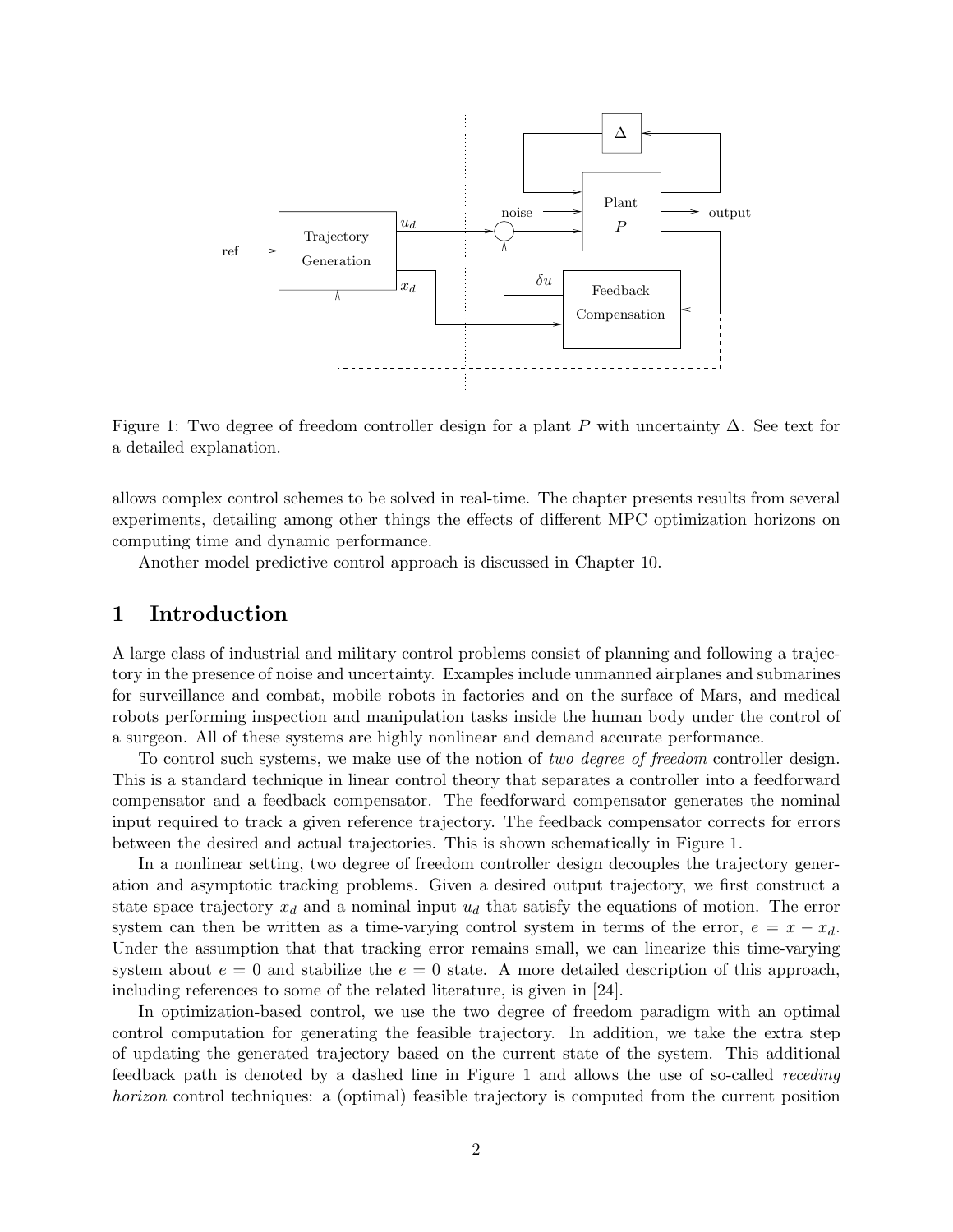ref

Trajectory Generation

$u_d$

$x_d$

noise

Plant

$P$

$\Delta$

output

$\delta u$

Feedback Compensation

Figure 1: Two degree of freedom controller design for a plant $P$ with uncertainty $\Delta$. See text for a detailed explanation.

allows complex control schemes to be solved in real-time. The chapter presents results from several experiments, detailing among other things the effects of different MPC optimization horizons on computing time and dynamic performance.

Another model predictive control approach is discussed in Chapter 10.

# 1 Introduction

A large class of industrial and military control problems consist of planning and following a trajectory in the presence of noise and uncertainty. Examples include unmanned airplanes and submarines for surveillance and combat, mobile robots in factories and on the surface of Mars, and medical robots performing inspection and manipulation tasks inside the human body under the control of a surgeon. All of these systems are highly nonlinear and demand accurate performance.

To control such systems, we make use of the notion of *two degree of freedom* controller design. This is a standard technique in linear control theory that separates a controller into a feedforward compensator and a feedback compensator. The feedforward compensator generates the nominal input required to track a given reference trajectory. The feedback compensator corrects for errors between the desired and actual trajectories. This is shown schematically in Figure 1.

In a nonlinear setting, two degree of freedom controller design decouples the trajectory generation and asymptotic tracking problems. Given a desired output trajectory, we first construct a state space trajectory $x_d$ and a nominal input $u_d$ that satisfy the equations of motion. The error system can then be written as a time-varying control system in terms of the error, $e = x - x_d$. Under the assumption that that tracking error remains small, we can linearize this time-varying system about $e = 0$ and stabilize the $e = 0$ state. A more detailed description of this approach, including references to some of the related literature, is given in [24].

In optimization-based control, we use the two degree of freedom paradigm with an optimal control computation for generating the feasible trajectory. In addition, we take the extra step of updating the generated trajectory based on the current state of the system. This additional feedback path is denoted by a dashed line in Figure 1 and allows the use of so-called *receding horizon* control techniques: a (optimal) feasible trajectory is computed from the current position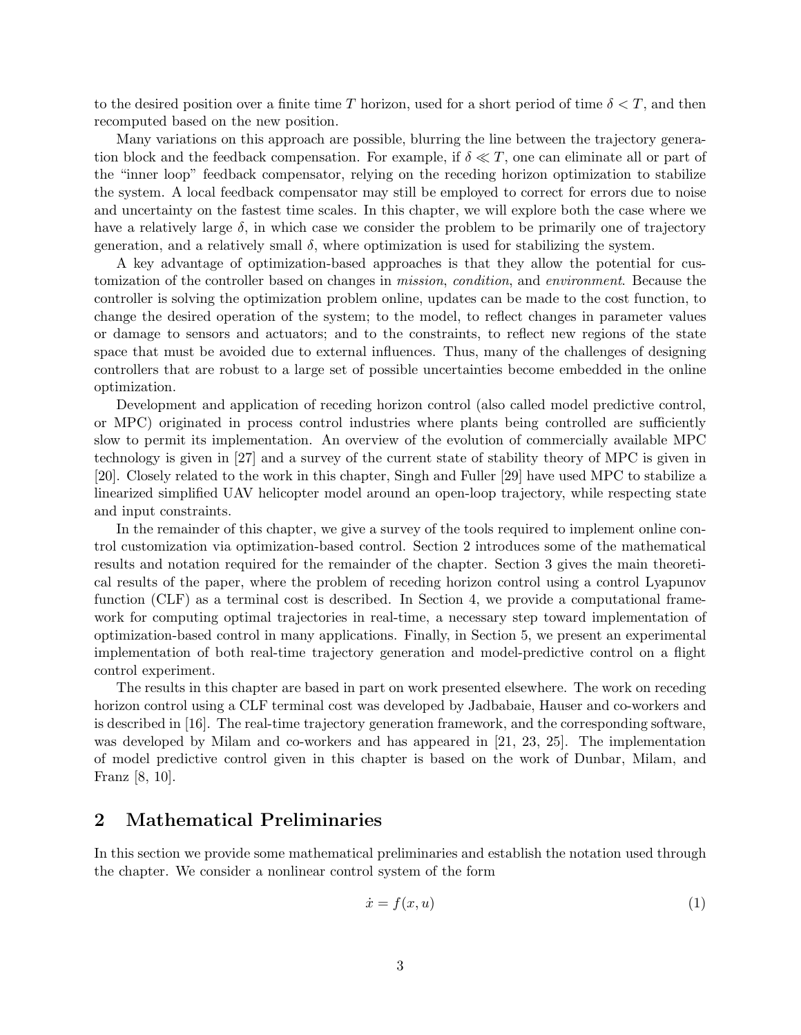to the desired position over a finite time $T$ horizon, used for a short period of time $\delta < T$, and then recomputed based on the new position.

Many variations on this approach are possible, blurring the line between the trajectory generation block and the feedback compensation. For example, if $\delta \ll T$, one can eliminate all or part of the "inner loop" feedback compensator, relying on the receding horizon optimization to stabilize the system. A local feedback compensator may still be employed to correct for errors due to noise and uncertainty on the fastest time scales. In this chapter, we will explore both the case where we have a relatively large $\delta$, in which case we consider the problem to be primarily one of trajectory generation, and a relatively small $\delta$, where optimization is used for stabilizing the system.

A key advantage of optimization-based approaches is that they allow the potential for customization of the controller based on changes in *mission*, *condition*, and *environment*. Because the controller is solving the optimization problem online, updates can be made to the cost function, to change the desired operation of the system; to the model, to reflect changes in parameter values or damage to sensors and actuators; and to the constraints, to reflect new regions of the state space that must be avoided due to external influences. Thus, many of the challenges of designing controllers that are robust to a large set of possible uncertainties become embedded in the online optimization.

Development and application of receding horizon control (also called model predictive control, or MPC) originated in process control industries where plants being controlled are sufficiently slow to permit its implementation. An overview of the evolution of commercially available MPC technology is given in [27] and a survey of the current state of stability theory of MPC is given in [20]. Closely related to the work in this chapter, Singh and Fuller [29] have used MPC to stabilize a linearized simplified UAV helicopter model around an open-loop trajectory, while respecting state and input constraints.

In the remainder of this chapter, we give a survey of the tools required to implement online control customization via optimization-based control. Section 2 introduces some of the mathematical results and notation required for the remainder of the chapter. Section 3 gives the main theoretical results of the paper, where the problem of receding horizon control using a control Lyapunov function (CLF) as a terminal cost is described. In Section 4, we provide a computational framework for computing optimal trajectories in real-time, a necessary step toward implementation of optimization-based control in many applications. Finally, in Section 5, we present an experimental implementation of both real-time trajectory generation and model-predictive control on a flight control experiment.

The results in this chapter are based in part on work presented elsewhere. The work on receding horizon control using a CLF terminal cost was developed by Jadbabaie, Hauser and co-workers and is described in [16]. The real-time trajectory generation framework, and the corresponding software, was developed by Milam and co-workers and has appeared in [21, 23, 25]. The implementation of model predictive control given in this chapter is based on the work of Dunbar, Milam, and Franz [8, 10].

## 2 Mathematical Preliminaries

In this section we provide some mathematical preliminaries and establish the notation used through the chapter. We consider a nonlinear control system of the form

$$\dot{x} = f(x, u) \tag{1}$$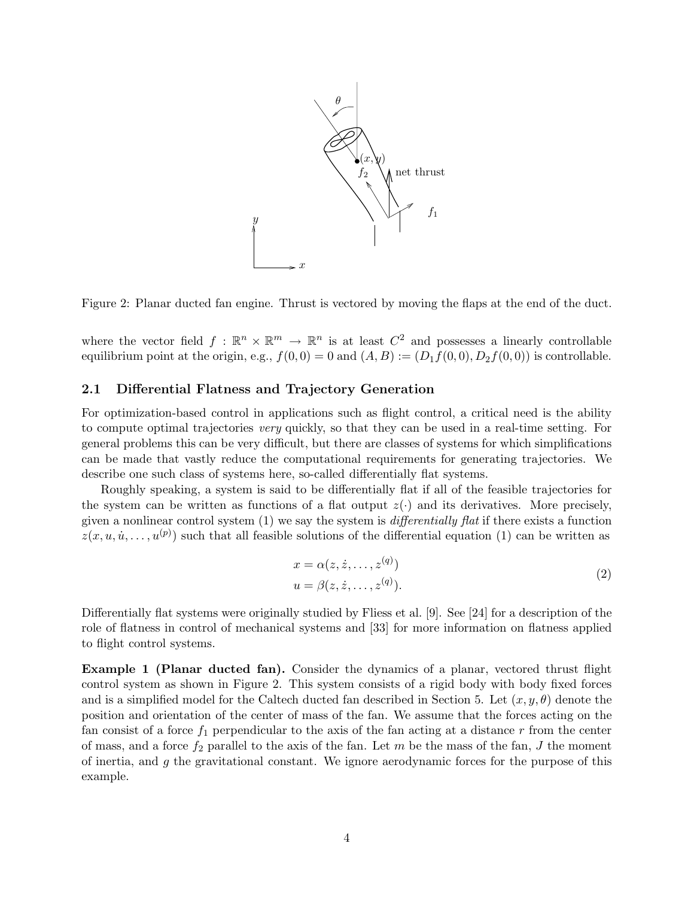Figure 2: Planar ducted fan engine. Thrust is vectored by moving the flaps at the end of the duct.

where the vector field $f : \mathbb{R}^n \times \mathbb{R}^m \to \mathbb{R}^n$ is at least $C^2$ and possesses a linearly controllable equilibrium point at the origin, e.g., $f(0,0) = 0$ and $(A, B) := (D_1 f(0,0), D_2 f(0,0))$ is controllable.

## 2.1 Differential Flatness and Trajectory Generation

For optimization-based control in applications such as flight control, a critical need is the ability to compute optimal trajectories *very* quickly, so that they can be used in a real-time setting. For general problems this can be very difficult, but there are classes of systems for which simplifications can be made that vastly reduce the computational requirements for generating trajectories. We describe one such class of systems here, so-called differentially flat systems.

Roughly speaking, a system is said to be differentially flat if all of the feasible trajectories for the system can be written as functions of a flat output $z(\cdot)$ and its derivatives. More precisely, given a nonlinear control system (1) we say the system is *differentially flat* if there exists a function $z(x, u, \dot{u}, \ldots, u^{(p)})$ such that all feasible solutions of the differential equation (1) can be written as

$$
\begin{aligned}
x &= \alpha(z, \dot{z}, \ldots, z^{(q)}) \\
u &= \beta(z, \dot{z}, \ldots, z^{(q)}).
\end{aligned}
\tag{2}
$$

Differentially flat systems were originally studied by Fliess et al. [9]. See [24] for a description of the role of flatness in control of mechanical systems and [33] for more information on flatness applied to flight control systems.

**Example 1 (Planar ducted fan).** Consider the dynamics of a planar, vectored thrust flight control system as shown in Figure 2. This system consists of a rigid body with body fixed forces and is a simplified model for the Caltech ducted fan described in Section 5. Let $(x, y, \theta)$ denote the position and orientation of the center of mass of the fan. We assume that the forces acting on the fan consist of a force $f_1$ perpendicular to the axis of the fan acting at a distance $r$ from the center of mass, and a force $f_2$ parallel to the axis of the fan. Let $m$ be the mass of the fan, $J$ the moment of inertia, and $g$ the gravitational constant. We ignore aerodynamic forces for the purpose of this example.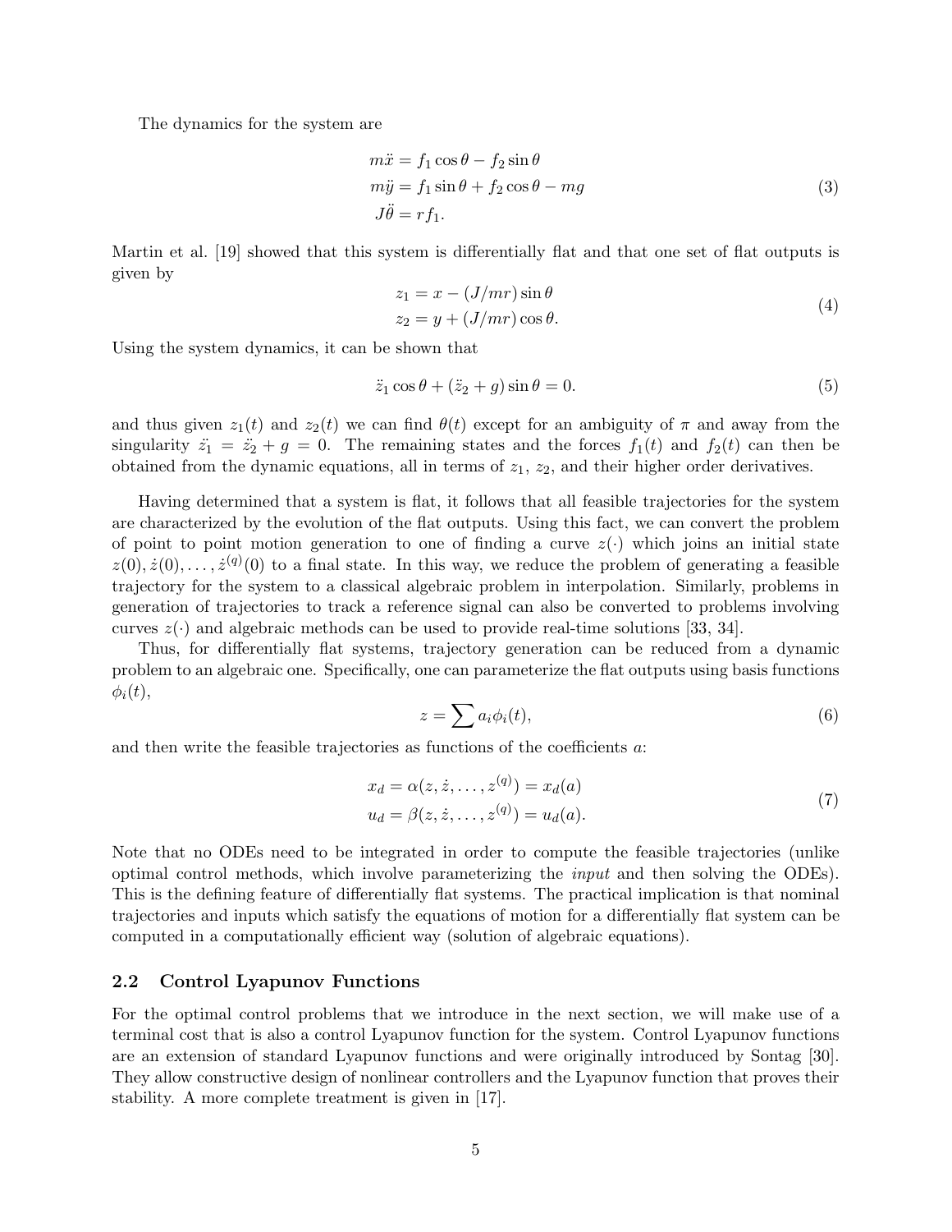The dynamics for the system are

$$
\begin{aligned}
m\ddot{x} &= f_1 \cos\theta - f_2 \sin\theta \\
m\ddot{y} &= f_1 \sin\theta + f_2 \cos\theta - mg \\
J\ddot{\theta} &= r f_1.
\end{aligned}
\tag{3}
$$

Martin et al. [19] showed that this system is differentially flat and that one set of flat outputs is given by

$$
\begin{aligned}
z_1 &= x - (J/mr)\sin\theta \\
z_2 &= y + (J/mr)\cos\theta.
\end{aligned}
\tag{4}
$$

Using the system dynamics, it can be shown that

$$
\ddot{z}_1 \cos\theta + (\ddot{z}_2 + g)\sin\theta = 0. \tag{5}
$$

and thus given $z_1(t)$ and $z_2(t)$ we can find $\theta(t)$ except for an ambiguity of $\pi$ and away from the singularity $\ddot{z}_1 = \ddot{z}_2 + g = 0$. The remaining states and the forces $f_1(t)$ and $f_2(t)$ can then be obtained from the dynamic equations, all in terms of $z_1$, $z_2$, and their higher order derivatives.

Having determined that a system is flat, it follows that all feasible trajectories for the system are characterized by the evolution of the flat outputs. Using this fact, we can convert the problem of point to point motion generation to one of finding a curve $z(\cdot)$ which joins an initial state $z(0), \dot{z}(0), \ldots, \dot{z}^{(q)}(0)$ to a final state. In this way, we reduce the problem of generating a feasible trajectory for the system to a classical algebraic problem in interpolation. Similarly, problems in generation of trajectories to track a reference signal can also be converted to problems involving curves $z(\cdot)$ and algebraic methods can be used to provide real-time solutions [33, 34].

Thus, for differentially flat systems, trajectory generation can be reduced from a dynamic problem to an algebraic one. Specifically, one can parameterize the flat outputs using basis functions $\phi_i(t)$,

$$
z = \sum a_i \phi_i(t), \tag{6}
$$

and then write the feasible trajectories as functions of the coefficients $a$:

$$
\begin{aligned}
x_d &= \alpha(z, \dot{z}, \ldots, z^{(q)}) = x_d(a) \\
u_d &= \beta(z, \dot{z}, \ldots, z^{(q)}) = u_d(a).
\end{aligned}
\tag{7}
$$

Note that no ODEs need to be integrated in order to compute the feasible trajectories (unlike optimal control methods, which involve parameterizing the *input* and then solving the ODEs). This is the defining feature of differentially flat systems. The practical implication is that nominal trajectories and inputs which satisfy the equations of motion for a differentially flat system can be computed in a computationally efficient way (solution of algebraic equations).

## 2.2 Control Lyapunov Functions

For the optimal control problems that we introduce in the next section, we will make use of a terminal cost that is also a control Lyapunov function for the system. Control Lyapunov functions are an extension of standard Lyapunov functions and were originally introduced by Sontag [30]. They allow constructive design of nonlinear controllers and the Lyapunov function that proves their stability. A more complete treatment is given in [17].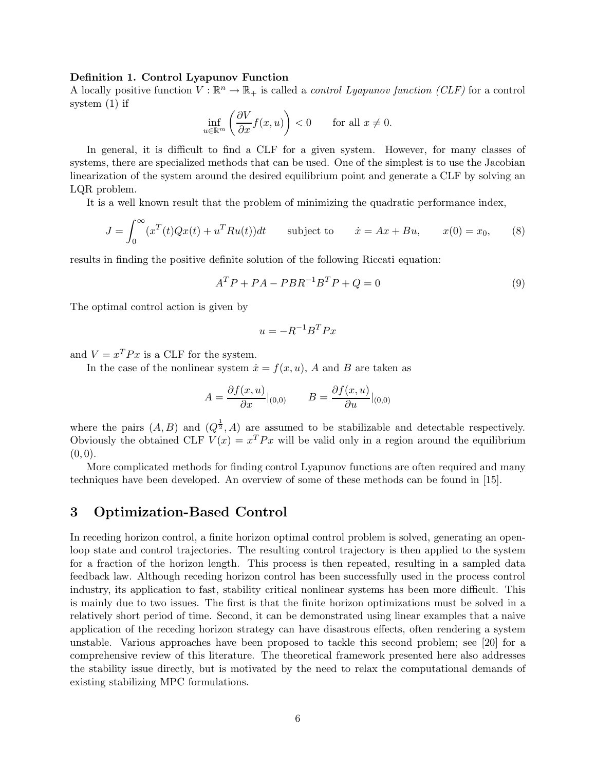**Definition 1. Control Lyapunov Function**

A locally positive function $V : \mathbb{R}^n \to \mathbb{R}_+$ is called a *control Lyapunov function (CLF)* for a control system (1) if

$$\inf_{u \in \mathbb{R}^m} \left( \frac{\partial V}{\partial x} f(x,u) \right) < 0 \qquad \text{for all } x \neq 0.$$

In general, it is difficult to find a CLF for a given system. However, for many classes of systems, there are specialized methods that can be used. One of the simplest is to use the Jacobian linearization of the system around the desired equilibrium point and generate a CLF by solving an LQR problem.

It is a well known result that the problem of minimizing the quadratic performance index,

$$J = \int_0^\infty (x^T(t)Qx(t) + u^T Ru(t))dt \qquad \text{subject to} \qquad \dot{x} = Ax + Bu, \qquad x(0) = x_0, \tag{8}$$

results in finding the positive definite solution of the following Riccati equation:

$$A^T P + PA - PBR^{-1}B^T P + Q = 0 \tag{9}$$

The optimal control action is given by

$$u = -R^{-1}B^T Px$$

and $V = x^T Px$ is a CLF for the system.

In the case of the nonlinear system $\dot{x} = f(x,u)$, $A$ and $B$ are taken as

$$A = \frac{\partial f(x,u)}{\partial x}|_{(0,0)} \qquad B = \frac{\partial f(x,u)}{\partial u}|_{(0,0)}$$

where the pairs $(A, B)$ and $(Q^{\frac{1}{2}}, A)$ are assumed to be stabilizable and detectable respectively. Obviously the obtained CLF $V(x) = x^T Px$ will be valid only in a region around the equilibrium $(0, 0)$.

More complicated methods for finding control Lyapunov functions are often required and many techniques have been developed. An overview of some of these methods can be found in [15].

## 3 Optimization-Based Control

In receding horizon control, a finite horizon optimal control problem is solved, generating an open-loop state and control trajectories. The resulting control trajectory is then applied to the system for a fraction of the horizon length. This process is then repeated, resulting in a sampled data feedback law. Although receding horizon control has been successfully used in the process control industry, its application to fast, stability critical nonlinear systems has been more difficult. This is mainly due to two issues. The first is that the finite horizon optimizations must be solved in a relatively short period of time. Second, it can be demonstrated using linear examples that a naive application of the receding horizon strategy can have disastrous effects, often rendering a system unstable. Various approaches have been proposed to tackle this second problem; see [20] for a comprehensive review of this literature. The theoretical framework presented here also addresses the stability issue directly, but is motivated by the need to relax the computational demands of existing stabilizing MPC formulations.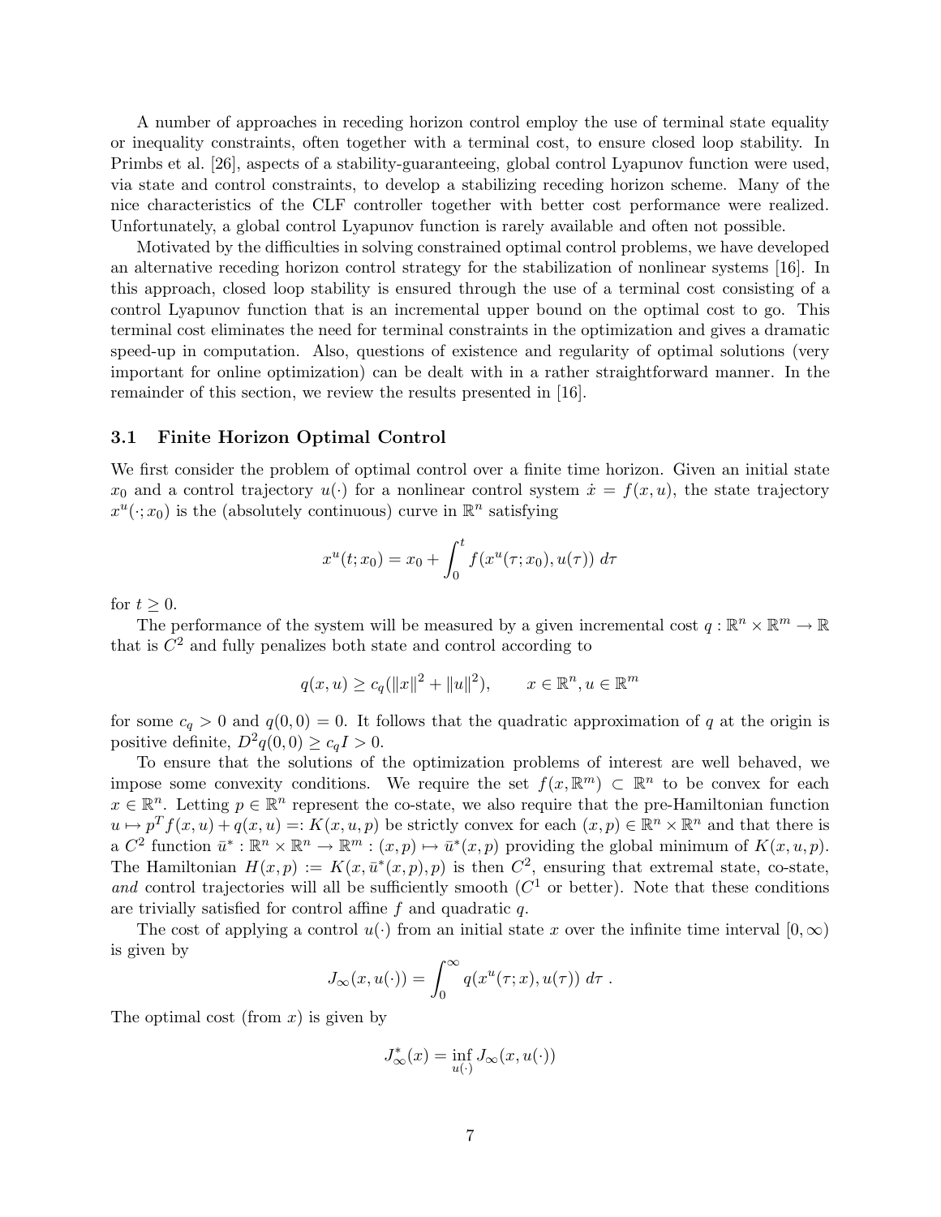A number of approaches in receding horizon control employ the use of terminal state equality or inequality constraints, often together with a terminal cost, to ensure closed loop stability. In Primbs et al. [26], aspects of a stability-guaranteeing, global control Lyapunov function were used, via state and control constraints, to develop a stabilizing receding horizon scheme. Many of the nice characteristics of the CLF controller together with better cost performance were realized. Unfortunately, a global control Lyapunov function is rarely available and often not possible.

Motivated by the difficulties in solving constrained optimal control problems, we have developed an alternative receding horizon control strategy for the stabilization of nonlinear systems [16]. In this approach, closed loop stability is ensured through the use of a terminal cost consisting of a control Lyapunov function that is an incremental upper bound on the optimal cost to go. This terminal cost eliminates the need for terminal constraints in the optimization and gives a dramatic speed-up in computation. Also, questions of existence and regularity of optimal solutions (very important for online optimization) can be dealt with in a rather straightforward manner. In the remainder of this section, we review the results presented in [16].

### 3.1 Finite Horizon Optimal Control

We first consider the problem of optimal control over a finite time horizon. Given an initial state $x_0$ and a control trajectory $u(\cdot)$ for a nonlinear control system $\dot{x} = f(x, u)$, the state trajectory $x^u(\cdot; x_0)$ is the (absolutely continuous) curve in $\mathbb{R}^n$ satisfying

$$x^u(t; x_0) = x_0 + \int_0^t f(x^u(\tau; x_0), u(\tau)) \, d\tau$$

for $t \geq 0$.

The performance of the system will be measured by a given incremental cost $q : \mathbb{R}^n \times \mathbb{R}^m \to \mathbb{R}$ that is $C^2$ and fully penalizes both state and control according to

$$q(x, u) \geq c_q(\|x\|^2 + \|u\|^2), \qquad x \in \mathbb{R}^n, u \in \mathbb{R}^m$$

for some $c_q > 0$ and $q(0, 0) = 0$. It follows that the quadratic approximation of $q$ at the origin is positive definite, $D^2 q(0, 0) \geq c_q I > 0$.

To ensure that the solutions of the optimization problems of interest are well behaved, we impose some convexity conditions. We require the set $f(x, \mathbb{R}^m) \subset \mathbb{R}^n$ to be convex for each $x \in \mathbb{R}^n$. Letting $p \in \mathbb{R}^n$ represent the co-state, we also require that the pre-Hamiltonian function $u \mapsto p^T f(x, u) + q(x, u) =: K(x, u, p)$ be strictly convex for each $(x, p) \in \mathbb{R}^n \times \mathbb{R}^n$ and that there is a $C^2$ function $\bar{u}^* : \mathbb{R}^n \times \mathbb{R}^n \to \mathbb{R}^m : (x, p) \mapsto \bar{u}^*(x, p)$ providing the global minimum of $K(x, u, p)$. The Hamiltonian $H(x, p) := K(x, \bar{u}^*(x, p), p)$ is then $C^2$, ensuring that extremal state, co-state, *and* control trajectories will all be sufficiently smooth ($C^1$ or better). Note that these conditions are trivially satisfied for control affine $f$ and quadratic $q$.

The cost of applying a control $u(\cdot)$ from an initial state $x$ over the infinite time interval $[0, \infty)$ is given by

$$J_\infty(x, u(\cdot)) = \int_0^\infty q(x^u(\tau; x), u(\tau)) \, d\tau \, .$$

The optimal cost (from $x$) is given by

$$J_\infty^*(x) = \inf_{u(\cdot)} J_\infty(x, u(\cdot))$$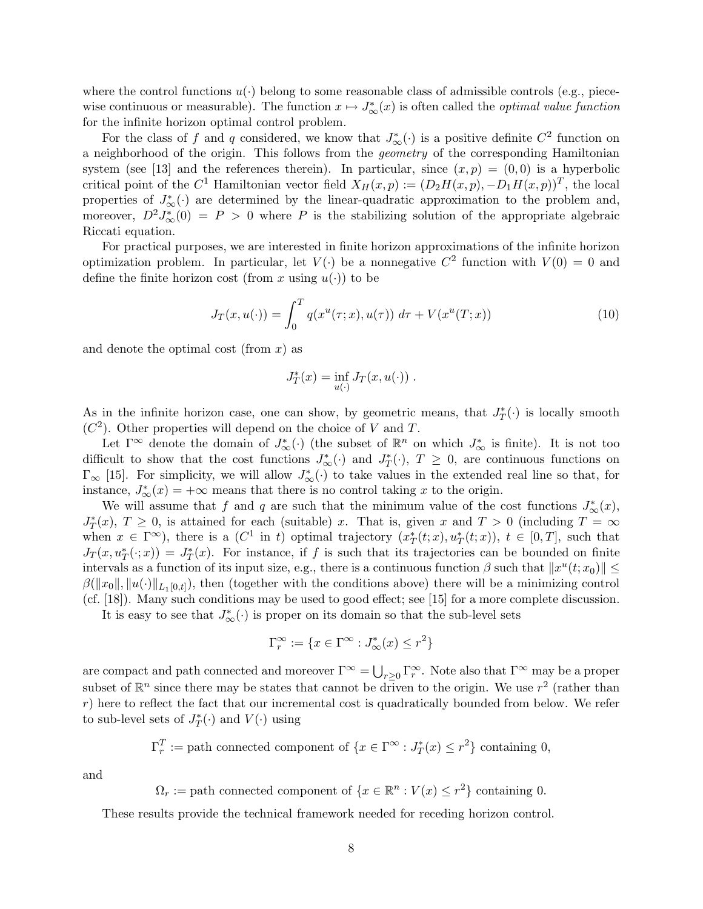where the control functions $u(\cdot)$ belong to some reasonable class of admissible controls (e.g., piecewise continuous or measurable). The function $x \mapsto J_\infty^*(x)$ is often called the *optimal value function* for the infinite horizon optimal control problem.

For the class of $f$ and $q$ considered, we know that $J_\infty^*(\cdot)$ is a positive definite $C^2$ function on a neighborhood of the origin. This follows from the *geometry* of the corresponding Hamiltonian system (see [13] and the references therein). In particular, since $(x,p) = (0,0)$ is a hyperbolic critical point of the $C^1$ Hamiltonian vector field $X_H(x,p) := (D_2 H(x,p), -D_1 H(x,p))^T$, the local properties of $J_\infty^*(\cdot)$ are determined by the linear-quadratic approximation to the problem and, moreover, $D^2 J_\infty^*(0) = P > 0$ where $P$ is the stabilizing solution of the appropriate algebraic Riccati equation.

For practical purposes, we are interested in finite horizon approximations of the infinite horizon optimization problem. In particular, let $V(\cdot)$ be a nonnegative $C^2$ function with $V(0) = 0$ and define the finite horizon cost (from $x$ using $u(\cdot)$) to be

$$J_T(x, u(\cdot)) = \int_0^T q(x^u(\tau; x), u(\tau))\, d\tau + V(x^u(T; x)) \tag{10}$$

and denote the optimal cost (from $x$) as

$$J_T^*(x) = \inf_{u(\cdot)} J_T(x, u(\cdot)) \,.$$

As in the infinite horizon case, one can show, by geometric means, that $J_T^*(\cdot)$ is locally smooth ($C^2$). Other properties will depend on the choice of $V$ and $T$.

Let $\Gamma^\infty$ denote the domain of $J_\infty^*(\cdot)$ (the subset of $\mathbb{R}^n$ on which $J_\infty^*$ is finite). It is not too difficult to show that the cost functions $J_\infty^*(\cdot)$ and $J_T^*(\cdot)$, $T \geq 0$, are continuous functions on $\Gamma_\infty$ [15]. For simplicity, we will allow $J_\infty^*(\cdot)$ to take values in the extended real line so that, for instance, $J_\infty^*(x) = +\infty$ means that there is no control taking $x$ to the origin.

We will assume that $f$ and $q$ are such that the minimum value of the cost functions $J_\infty^*(x)$, $J_T^*(x)$, $T \geq 0$, is attained for each (suitable) $x$. That is, given $x$ and $T > 0$ (including $T = \infty$ when $x \in \Gamma^\infty$), there is a ($C^1$ in $t$) optimal trajectory $(x_T^*(t; x), u_T^*(t; x))$, $t \in [0, T]$, such that $J_T(x, u_T^*(\cdot; x)) = J_T^*(x)$. For instance, if $f$ is such that its trajectories can be bounded on finite intervals as a function of its input size, e.g., there is a continuous function $\beta$ such that $\|x^u(t; x_0)\| \leq \beta(\|x_0\|, \|u(\cdot)\|_{L_1[0,t]})$, then (together with the conditions above) there will be a minimizing control (cf. [18]). Many such conditions may be used to good effect; see [15] for a more complete discussion.

It is easy to see that $J_\infty^*(\cdot)$ is proper on its domain so that the sub-level sets

$$\Gamma_r^\infty := \{x \in \Gamma^\infty : J_\infty^*(x) \leq r^2\}$$

are compact and path connected and moreover $\Gamma^\infty = \bigcup_{r \geq 0} \Gamma_r^\infty$. Note also that $\Gamma^\infty$ may be a proper subset of $\mathbb{R}^n$ since there may be states that cannot be driven to the origin. We use $r^2$ (rather than $r$) here to reflect the fact that our incremental cost is quadratically bounded from below. We refer to sub-level sets of $J_T^*(\cdot)$ and $V(\cdot)$ using

$$\Gamma_r^T := \text{path connected component of } \{x \in \Gamma^\infty : J_T^*(x) \leq r^2\} \text{ containing } 0,$$

and

$$\Omega_r := \text{path connected component of } \{x \in \mathbb{R}^n : V(x) \leq r^2\} \text{ containing } 0.$$

These results provide the technical framework needed for receding horizon control.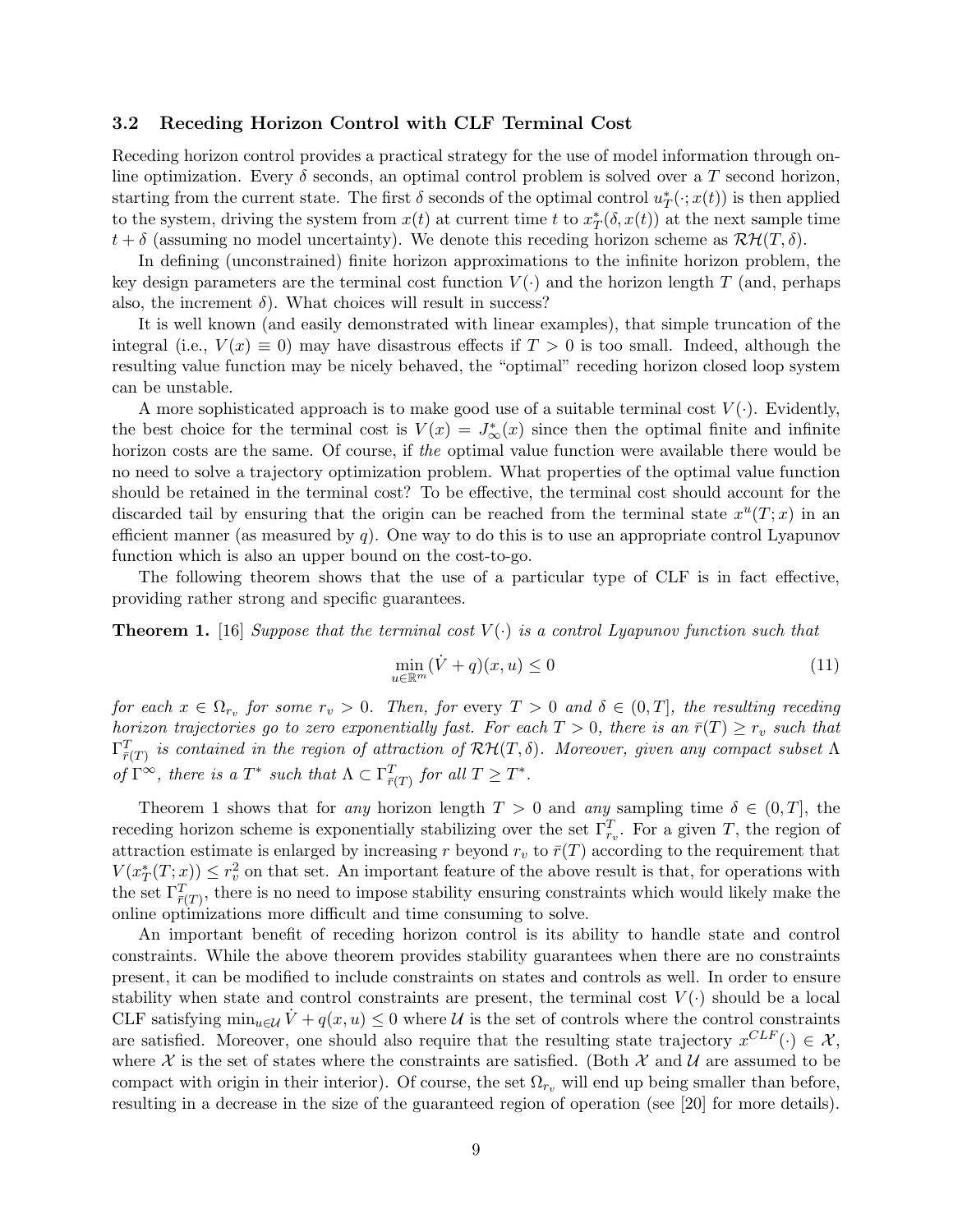### 3.2 Receding Horizon Control with CLF Terminal Cost

Receding horizon control provides a practical strategy for the use of model information through on-line optimization. Every $\delta$ seconds, an optimal control problem is solved over a $T$ second horizon, starting from the current state. The first $\delta$ seconds of the optimal control $u_T^*(\cdot; x(t))$ is then applied to the system, driving the system from $x(t)$ at current time $t$ to $x_T^*(\delta, x(t))$ at the next sample time $t + \delta$ (assuming no model uncertainty). We denote this receding horizon scheme as $\mathcal{RH}(T, \delta)$.

In defining (unconstrained) finite horizon approximations to the infinite horizon problem, the key design parameters are the terminal cost function $V(\cdot)$ and the horizon length $T$ (and, perhaps also, the increment $\delta$). What choices will result in success?

It is well known (and easily demonstrated with linear examples), that simple truncation of the integral (i.e., $V(x) \equiv 0$) may have disastrous effects if $T > 0$ is too small. Indeed, although the resulting value function may be nicely behaved, the "optimal" receding horizon closed loop system can be unstable.

A more sophisticated approach is to make good use of a suitable terminal cost $V(\cdot)$. Evidently, the best choice for the terminal cost is $V(x) = J_\infty^*(x)$ since then the optimal finite and infinite horizon costs are the same. Of course, if *the* optimal value function were available there would be no need to solve a trajectory optimization problem. What properties of the optimal value function should be retained in the terminal cost? To be effective, the terminal cost should account for the discarded tail by ensuring that the origin can be reached from the terminal state $x^u(T; x)$ in an efficient manner (as measured by $q$). One way to do this is to use an appropriate control Lyapunov function which is also an upper bound on the cost-to-go.

The following theorem shows that the use of a particular type of CLF is in fact effective, providing rather strong and specific guarantees.

**Theorem 1.** [16] *Suppose that the terminal cost $V(\cdot)$ is a control Lyapunov function such that*

$$\min_{u \in \mathbb{R}^m} (\dot{V} + q)(x, u) \leq 0 \tag{11}$$

*for each $x \in \Omega_{r_v}$ for some $r_v > 0$. Then, for* every *$T > 0$ and $\delta \in (0, T]$, the resulting receding horizon trajectories go to zero exponentially fast. For each $T > 0$, there is an $\bar{r}(T) \geq r_v$ such that $\Gamma_{\bar{r}(T)}^T$ is contained in the region of attraction of $\mathcal{RH}(T, \delta)$. Moreover, given any compact subset $\Lambda$ of $\Gamma^\infty$, there is a $T^*$ such that $\Lambda \subset \Gamma_{\bar{r}(T)}^T$ for all $T \geq T^*$.*

Theorem 1 shows that for *any* horizon length $T > 0$ and *any* sampling time $\delta \in (0, T]$, the receding horizon scheme is exponentially stabilizing over the set $\Gamma_{r_v}^T$. For a given $T$, the region of attraction estimate is enlarged by increasing $r$ beyond $r_v$ to $\bar{r}(T)$ according to the requirement that $V(x_T^*(T; x)) \leq r_v^2$ on that set. An important feature of the above result is that, for operations with the set $\Gamma_{\bar{r}(T)}^T$, there is no need to impose stability ensuring constraints which would likely make the online optimizations more difficult and time consuming to solve.

An important benefit of receding horizon control is its ability to handle state and control constraints. While the above theorem provides stability guarantees when there are no constraints present, it can be modified to include constraints on states and controls as well. In order to ensure stability when state and control constraints are present, the terminal cost $V(\cdot)$ should be a local CLF satisfying $\min_{u \in \mathcal{U}} \dot{V} + q(x, u) \leq 0$ where $\mathcal{U}$ is the set of controls where the control constraints are satisfied. Moreover, one should also require that the resulting state trajectory $x^{CLF}(\cdot) \in \mathcal{X}$, where $\mathcal{X}$ is the set of states where the constraints are satisfied. (Both $\mathcal{X}$ and $\mathcal{U}$ are assumed to be compact with origin in their interior). Of course, the set $\Omega_{r_v}$ will end up being smaller than before, resulting in a decrease in the size of the guaranteed region of operation (see [20] for more details).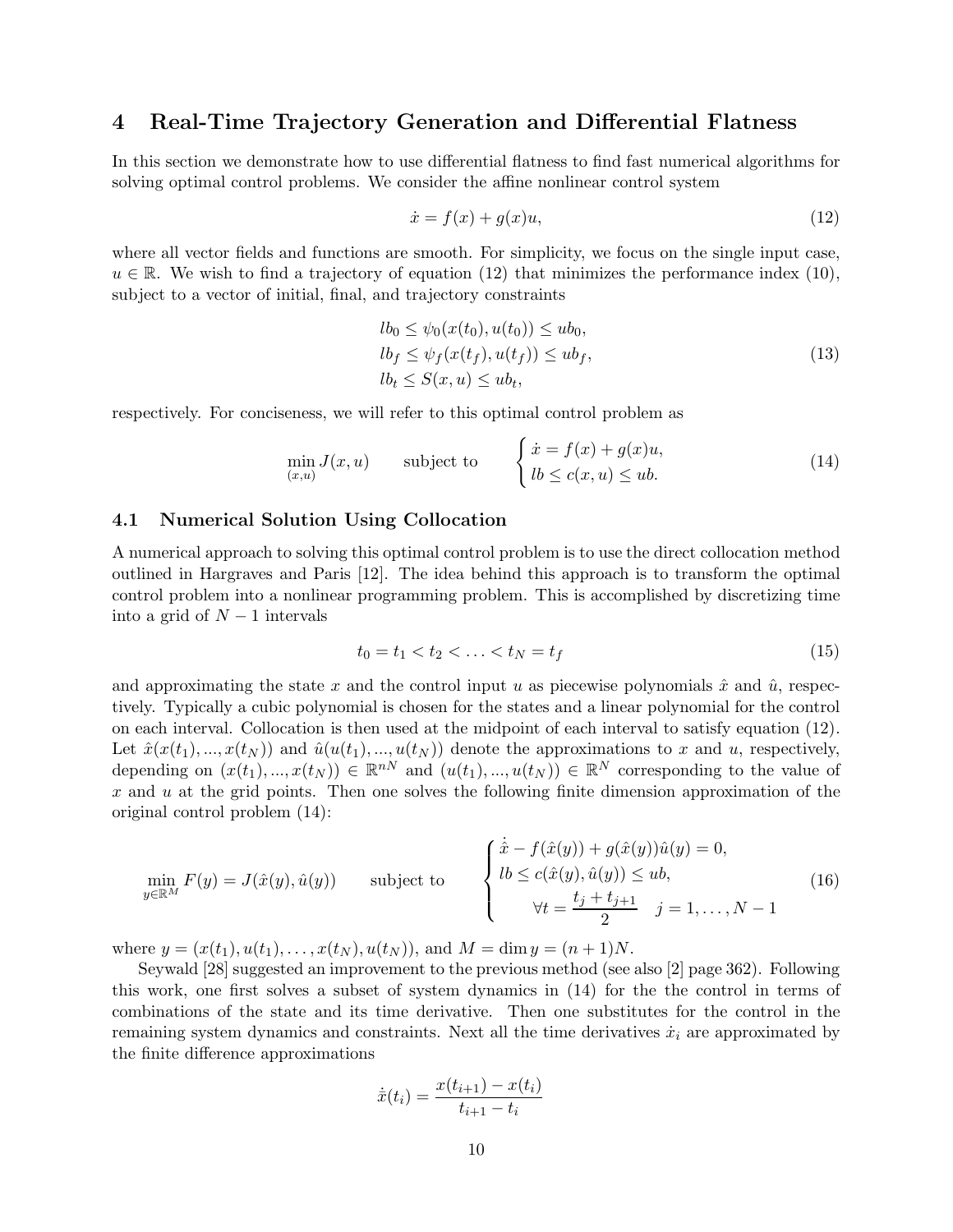## 4 Real-Time Trajectory Generation and Differential Flatness

In this section we demonstrate how to use differential flatness to find fast numerical algorithms for solving optimal control problems. We consider the affine nonlinear control system

$$\dot{x} = f(x) + g(x)u, \tag{12}$$

where all vector fields and functions are smooth. For simplicity, we focus on the single input case, $u \in \mathbb{R}$. We wish to find a trajectory of equation (12) that minimizes the performance index (10), subject to a vector of initial, final, and trajectory constraints

$$\begin{aligned}
lb_0 &\leq \psi_0(x(t_0), u(t_0)) \leq ub_0, \\
lb_f &\leq \psi_f(x(t_f), u(t_f)) \leq ub_f, \\
lb_t &\leq S(x, u) \leq ub_t,
\end{aligned} \tag{13}$$

respectively. For conciseness, we will refer to this optimal control problem as

$$\min_{(x,u)} J(x, u) \qquad \text{subject to} \qquad \begin{cases} \dot{x} = f(x) + g(x)u, \\ lb \leq c(x, u) \leq ub. \end{cases} \tag{14}$$

### 4.1 Numerical Solution Using Collocation

A numerical approach to solving this optimal control problem is to use the direct collocation method outlined in Hargraves and Paris [12]. The idea behind this approach is to transform the optimal control problem into a nonlinear programming problem. This is accomplished by discretizing time into a grid of $N-1$ intervals

$$t_0 = t_1 < t_2 < \ldots < t_N = t_f \tag{15}$$

and approximating the state $x$ and the control input $u$ as piecewise polynomials $\hat{x}$ and $\hat{u}$, respectively. Typically a cubic polynomial is chosen for the states and a linear polynomial for the control on each interval. Collocation is then used at the midpoint of each interval to satisfy equation (12). Let $\hat{x}(x(t_1), ..., x(t_N))$ and $\hat{u}(u(t_1), ..., u(t_N))$ denote the approximations to $x$ and $u$, respectively, depending on $(x(t_1), ..., x(t_N)) \in \mathbb{R}^{nN}$ and $(u(t_1), ..., u(t_N)) \in \mathbb{R}^N$ corresponding to the value of $x$ and $u$ at the grid points. Then one solves the following finite dimension approximation of the original control problem (14):

$$\min_{y \in \mathbb{R}^M} F(y) = J(\hat{x}(y), \hat{u}(y)) \qquad \text{subject to} \qquad \begin{cases} \dot{\hat{x}} - f(\hat{x}(y)) + g(\hat{x}(y))\hat{u}(y) = 0, \\ lb \leq c(\hat{x}(y), \hat{u}(y)) \leq ub, \\ \qquad \forall t = \dfrac{t_j + t_{j+1}}{2} \quad j = 1, \ldots, N-1 \end{cases} \tag{16}$$

where $y = (x(t_1), u(t_1), \ldots, x(t_N), u(t_N))$, and $M = \dim y = (n+1)N$.

Seywald [28] suggested an improvement to the previous method (see also [2] page 362). Following this work, one first solves a subset of system dynamics in (14) for the the control in terms of combinations of the state and its time derivative. Then one substitutes for the control in the remaining system dynamics and constraints. Next all the time derivatives $\dot{x}_i$ are approximated by the finite difference approximations

$$\dot{\bar{x}}(t_i) = \frac{x(t_{i+1}) - x(t_i)}{t_{i+1} - t_i}$$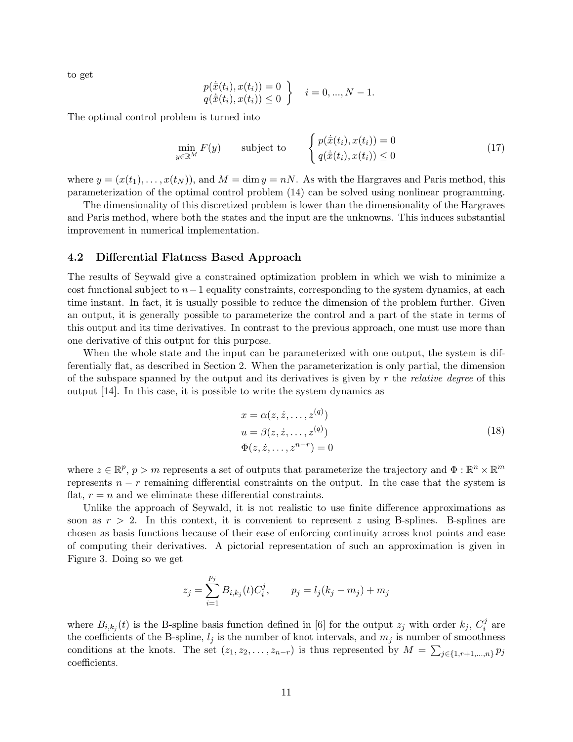to get

$$
\left.\begin{array}{l} p(\dot{x}(t_i), x(t_i)) = 0 \\ q(\dot{x}(t_i), x(t_i)) \leq 0 \end{array}\right\} \quad i = 0, ..., N-1.
$$

The optimal control problem is turned into

$$
\min_{y \in \mathbb{R}^M} F(y) \qquad \text{subject to} \qquad \begin{cases} p(\dot{x}(t_i), x(t_i)) = 0 \\ q(\dot{x}(t_i), x(t_i)) \leq 0 \end{cases} \tag{17}
$$

where $y = (x(t_1), \ldots, x(t_N))$, and $M = \dim y = nN$. As with the Hargraves and Paris method, this parameterization of the optimal control problem (14) can be solved using nonlinear programming.

The dimensionality of this discretized problem is lower than the dimensionality of the Hargraves and Paris method, where both the states and the input are the unknowns. This induces substantial improvement in numerical implementation.

### 4.2 Differential Flatness Based Approach

The results of Seywald give a constrained optimization problem in which we wish to minimize a cost functional subject to $n-1$ equality constraints, corresponding to the system dynamics, at each time instant. In fact, it is usually possible to reduce the dimension of the problem further. Given an output, it is generally possible to parameterize the control and a part of the state in terms of this output and its time derivatives. In contrast to the previous approach, one must use more than one derivative of this output for this purpose.

When the whole state and the input can be parameterized with one output, the system is differentially flat, as described in Section 2. When the parameterization is only partial, the dimension of the subspace spanned by the output and its derivatives is given by $r$ the *relative degree* of this output [14]. In this case, it is possible to write the system dynamics as

$$
\begin{aligned}
x &= \alpha(z, \dot{z}, \ldots, z^{(q)}) \\
u &= \beta(z, \dot{z}, \ldots, z^{(q)}) \\
\Phi(z, \dot{z}, &\ldots, z^{n-r}) = 0
\end{aligned} \tag{18}
$$

where $z \in \mathbb{R}^p$, $p > m$ represents a set of outputs that parameterize the trajectory and $\Phi : \mathbb{R}^n \times \mathbb{R}^m$ represents $n - r$ remaining differential constraints on the output. In the case that the system is flat, $r = n$ and we eliminate these differential constraints.

Unlike the approach of Seywald, it is not realistic to use finite difference approximations as soon as $r > 2$. In this context, it is convenient to represent $z$ using B-splines. B-splines are chosen as basis functions because of their ease of enforcing continuity across knot points and ease of computing their derivatives. A pictorial representation of such an approximation is given in Figure 3. Doing so we get

$$
z_j = \sum_{i=1}^{p_j} B_{i,k_j}(t) C_i^j, \qquad p_j = l_j(k_j - m_j) + m_j
$$

where $B_{i,k_j}(t)$ is the B-spline basis function defined in [6] for the output $z_j$ with order $k_j$, $C_i^j$ are the coefficients of the B-spline, $l_j$ is the number of knot intervals, and $m_j$ is number of smoothness conditions at the knots. The set $(z_1, z_2, \ldots, z_{n-r})$ is thus represented by $M = \sum_{j \in \{1, r+1, \ldots, n\}} p_j$ coefficients.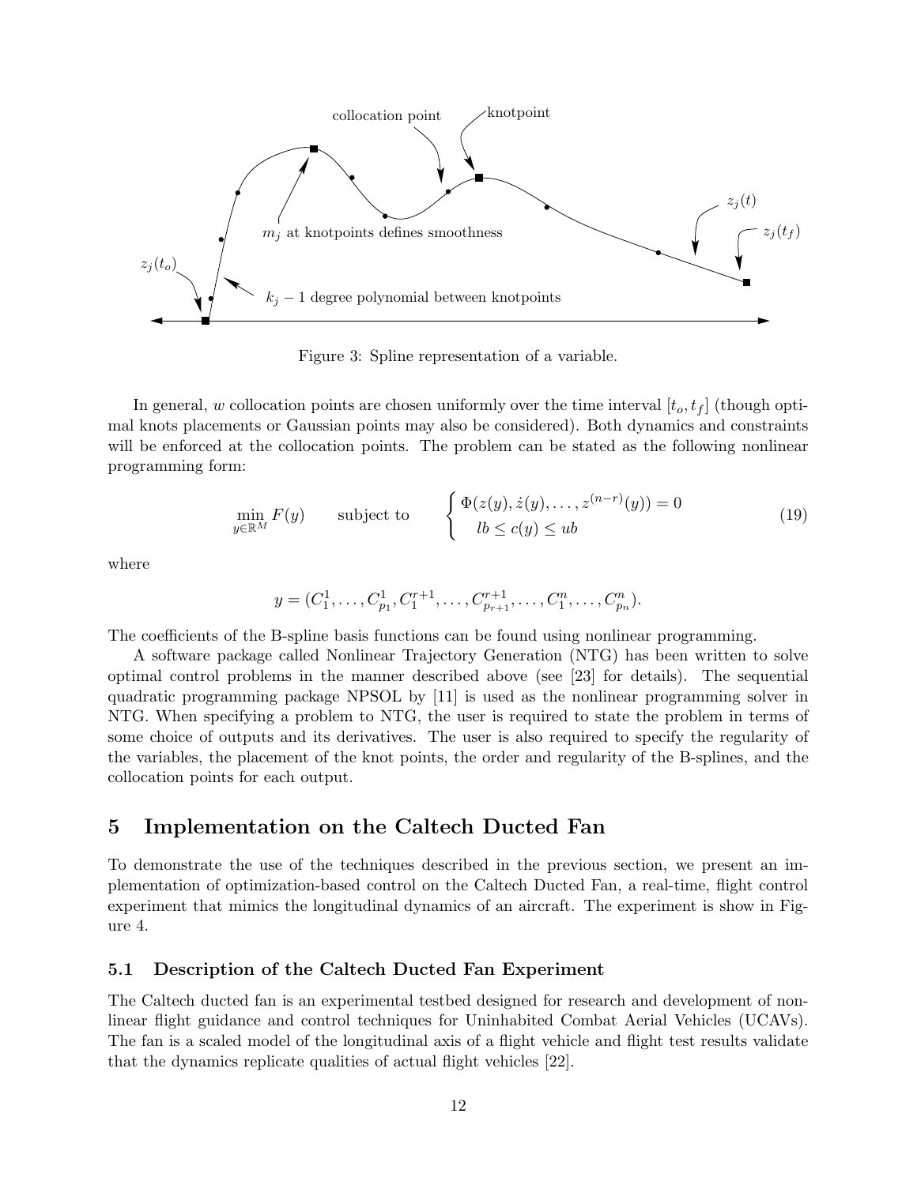Figure 3: Spline representation of a variable.

In general, $w$ collocation points are chosen uniformly over the time interval $[t_o, t_f]$ (though optimal knots placements or Gaussian points may also be considered). Both dynamics and constraints will be enforced at the collocation points. The problem can be stated as the following nonlinear programming form:

$$\min_{y \in \mathbb{R}^M} F(y) \qquad \text{subject to} \qquad \begin{cases} \Phi(z(y), \dot{z}(y), \ldots, z^{(n-r)}(y)) = 0 \\ lb \leq c(y) \leq ub \end{cases} \tag{19}$$

where

$$y = (C_1^1, \ldots, C_{p_1}^1, C_1^{r+1}, \ldots, C_{p_{r+1}}^{r+1}, \ldots, C_1^n, \ldots, C_{p_n}^n).$$

The coefficients of the B-spline basis functions can be found using nonlinear programming.

A software package called Nonlinear Trajectory Generation (NTG) has been written to solve optimal control problems in the manner described above (see [23] for details). The sequential quadratic programming package NPSOL by [11] is used as the nonlinear programming solver in NTG. When specifying a problem to NTG, the user is required to state the problem in terms of some choice of outputs and its derivatives. The user is also required to specify the regularity of the variables, the placement of the knot points, the order and regularity of the B-splines, and the collocation points for each output.

# 5 Implementation on the Caltech Ducted Fan

To demonstrate the use of the techniques described in the previous section, we present an implementation of optimization-based control on the Caltech Ducted Fan, a real-time, flight control experiment that mimics the longitudinal dynamics of an aircraft. The experiment is show in Figure 4.

## 5.1 Description of the Caltech Ducted Fan Experiment

The Caltech ducted fan is an experimental testbed designed for research and development of nonlinear flight guidance and control techniques for Uninhabited Combat Aerial Vehicles (UCAVs). The fan is a scaled model of the longitudinal axis of a flight vehicle and flight test results validate that the dynamics replicate qualities of actual flight vehicles [22].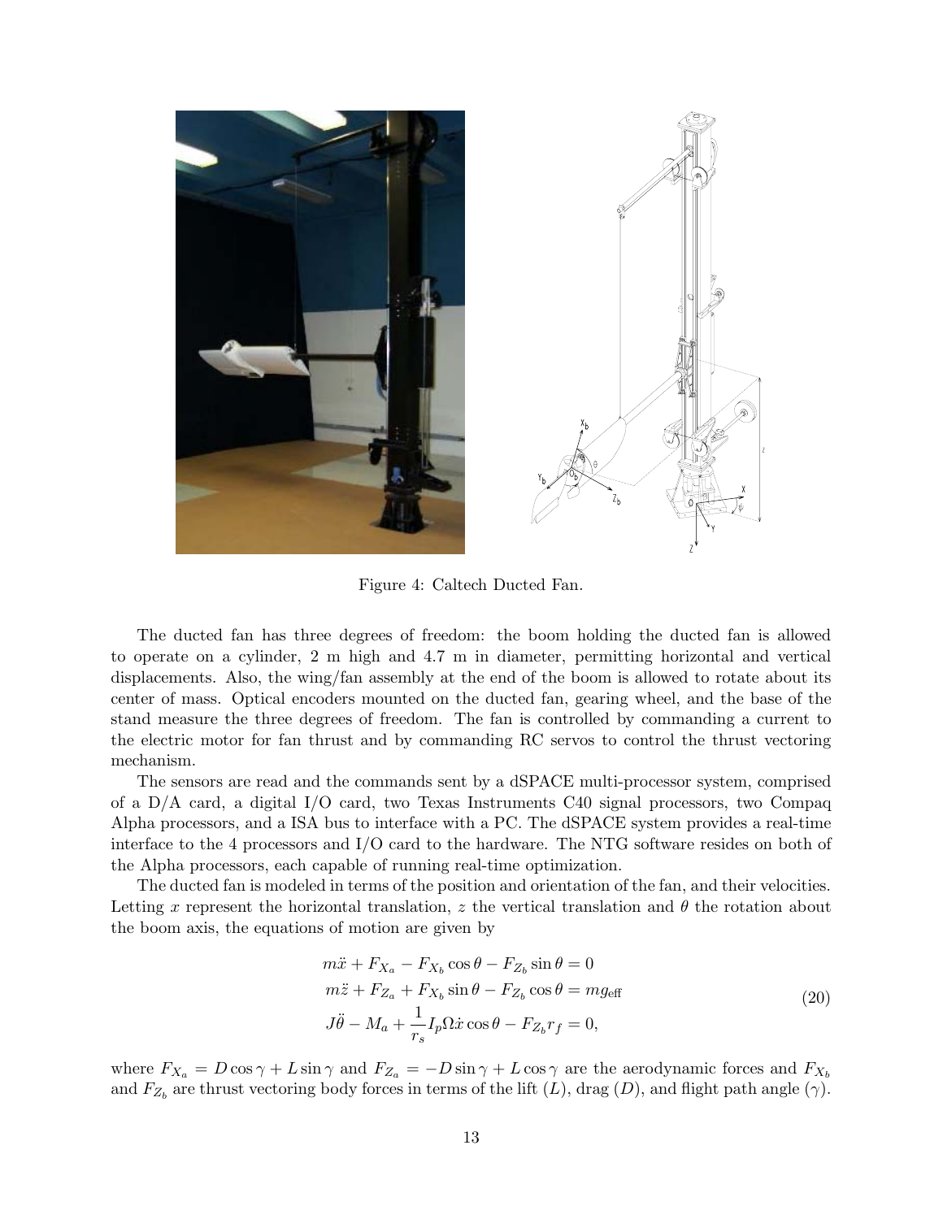Figure 4: Caltech Ducted Fan.

The ducted fan has three degrees of freedom: the boom holding the ducted fan is allowed to operate on a cylinder, 2 m high and 4.7 m in diameter, permitting horizontal and vertical displacements. Also, the wing/fan assembly at the end of the boom is allowed to rotate about its center of mass. Optical encoders mounted on the ducted fan, gearing wheel, and the base of the stand measure the three degrees of freedom. The fan is controlled by commanding a current to the electric motor for fan thrust and by commanding RC servos to control the thrust vectoring mechanism.

The sensors are read and the commands sent by a dSPACE multi-processor system, comprised of a D/A card, a digital I/O card, two Texas Instruments C40 signal processors, two Compaq Alpha processors, and a ISA bus to interface with a PC. The dSPACE system provides a real-time interface to the 4 processors and I/O card to the hardware. The NTG software resides on both of the Alpha processors, each capable of running real-time optimization.

The ducted fan is modeled in terms of the position and orientation of the fan, and their velocities. Letting $x$ represent the horizontal translation, $z$ the vertical translation and $\theta$ the rotation about the boom axis, the equations of motion are given by

$$
\begin{aligned}
&m\ddot{x} + F_{X_a} - F_{X_b}\cos\theta - F_{Z_b}\sin\theta = 0 \\
&m\ddot{z} + F_{Z_a} + F_{X_b}\sin\theta - F_{Z_b}\cos\theta = mg_{\text{eff}} \\
&J\ddot{\theta} - M_a + \frac{1}{r_s}I_p\Omega\dot{x}\cos\theta - F_{Z_b}r_f = 0,
\end{aligned}
\tag{20}
$$

where $F_{X_a} = D\cos\gamma + L\sin\gamma$ and $F_{Z_a} = -D\sin\gamma + L\cos\gamma$ are the aerodynamic forces and $F_{X_b}$ and $F_{Z_b}$ are thrust vectoring body forces in terms of the lift ($L$), drag ($D$), and flight path angle ($\gamma$).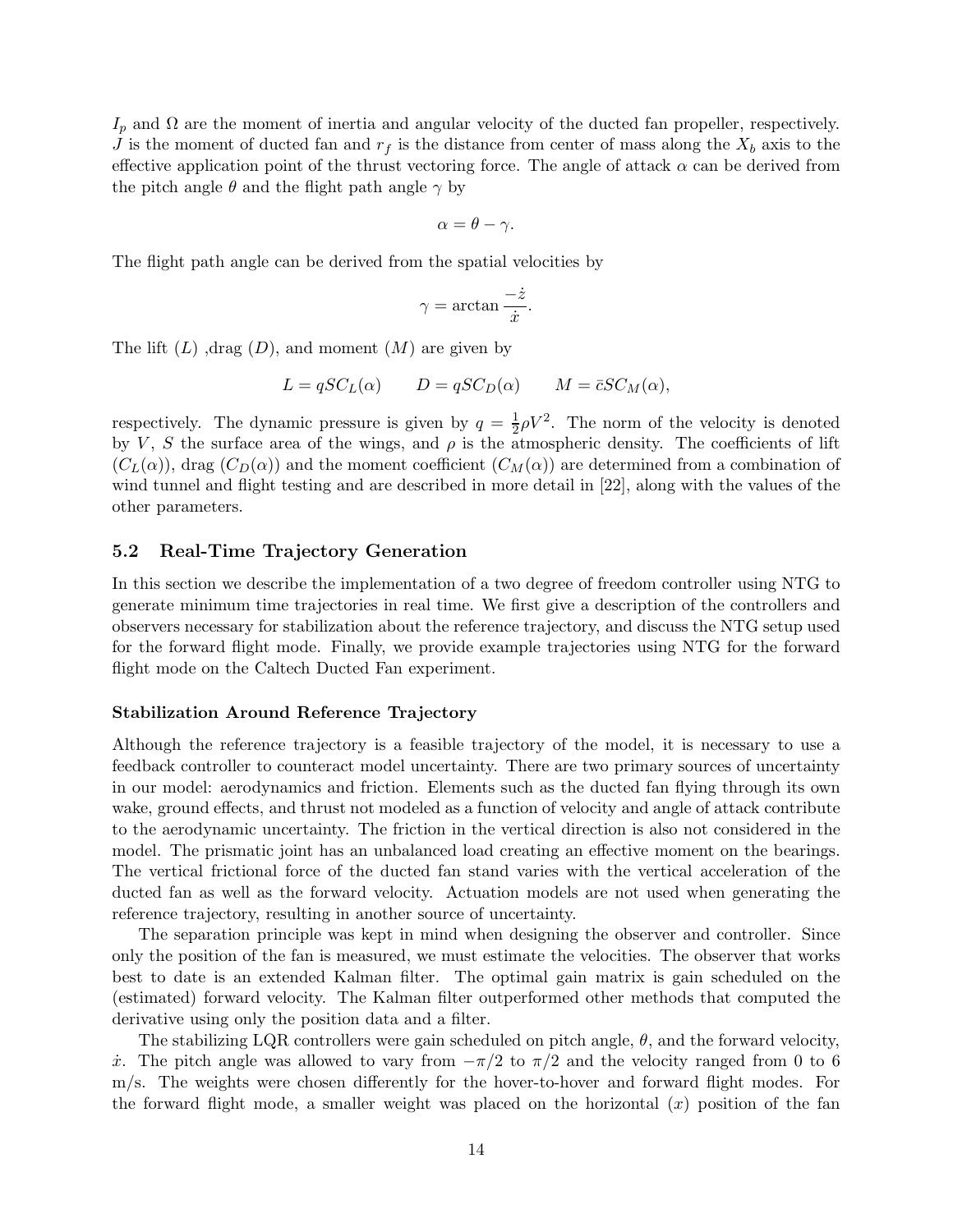$I_p$ and $\Omega$ are the moment of inertia and angular velocity of the ducted fan propeller, respectively. $J$ is the moment of ducted fan and $r_f$ is the distance from center of mass along the $X_b$ axis to the effective application point of the thrust vectoring force. The angle of attack $\alpha$ can be derived from the pitch angle $\theta$ and the flight path angle $\gamma$ by

$$\alpha = \theta - \gamma.$$

The flight path angle can be derived from the spatial velocities by

$$\gamma = \arctan \frac{-\dot{z}}{\dot{x}}.$$

The lift ($L$) ,drag ($D$), and moment ($M$) are given by

$$L = qSC_L(\alpha) \qquad D = qSC_D(\alpha) \qquad M = \bar{c}SC_M(\alpha),$$

respectively. The dynamic pressure is given by $q = \frac{1}{2}\rho V^2$. The norm of the velocity is denoted by $V$, $S$ the surface area of the wings, and $\rho$ is the atmospheric density. The coefficients of lift ($C_L(\alpha)$), drag ($C_D(\alpha)$) and the moment coefficient ($C_M(\alpha)$) are determined from a combination of wind tunnel and flight testing and are described in more detail in [22], along with the values of the other parameters.

## 5.2 Real-Time Trajectory Generation

In this section we describe the implementation of a two degree of freedom controller using NTG to generate minimum time trajectories in real time. We first give a description of the controllers and observers necessary for stabilization about the reference trajectory, and discuss the NTG setup used for the forward flight mode. Finally, we provide example trajectories using NTG for the forward flight mode on the Caltech Ducted Fan experiment.

#### Stabilization Around Reference Trajectory

Although the reference trajectory is a feasible trajectory of the model, it is necessary to use a feedback controller to counteract model uncertainty. There are two primary sources of uncertainty in our model: aerodynamics and friction. Elements such as the ducted fan flying through its own wake, ground effects, and thrust not modeled as a function of velocity and angle of attack contribute to the aerodynamic uncertainty. The friction in the vertical direction is also not considered in the model. The prismatic joint has an unbalanced load creating an effective moment on the bearings. The vertical frictional force of the ducted fan stand varies with the vertical acceleration of the ducted fan as well as the forward velocity. Actuation models are not used when generating the reference trajectory, resulting in another source of uncertainty.

The separation principle was kept in mind when designing the observer and controller. Since only the position of the fan is measured, we must estimate the velocities. The observer that works best to date is an extended Kalman filter. The optimal gain matrix is gain scheduled on the (estimated) forward velocity. The Kalman filter outperformed other methods that computed the derivative using only the position data and a filter.

The stabilizing LQR controllers were gain scheduled on pitch angle, $\theta$, and the forward velocity, $\dot{x}$. The pitch angle was allowed to vary from $-\pi/2$ to $\pi/2$ and the velocity ranged from 0 to 6 m/s. The weights were chosen differently for the hover-to-hover and forward flight modes. For the forward flight mode, a smaller weight was placed on the horizontal ($x$) position of the fan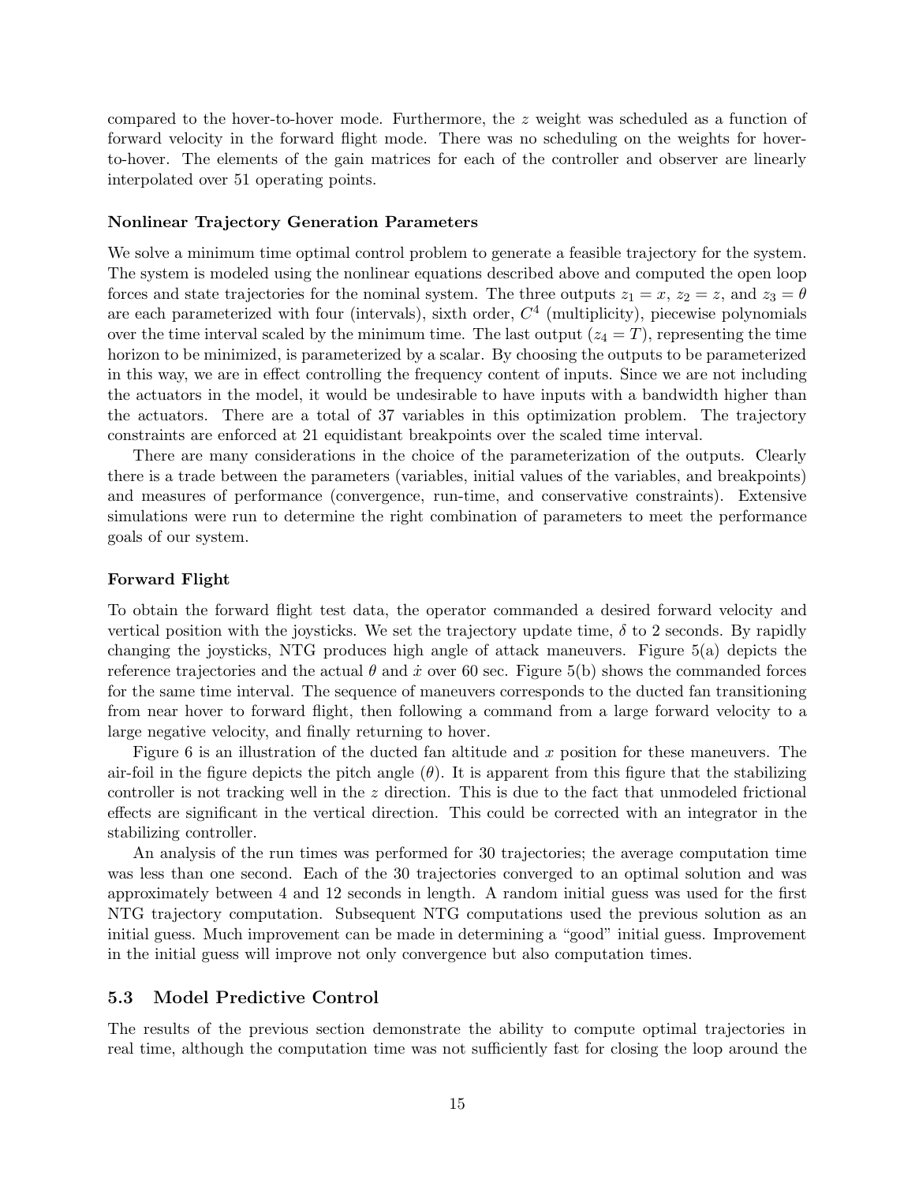compared to the hover-to-hover mode. Furthermore, the $z$ weight was scheduled as a function of forward velocity in the forward flight mode. There was no scheduling on the weights for hover-to-hover. The elements of the gain matrices for each of the controller and observer are linearly interpolated over 51 operating points.

**Nonlinear Trajectory Generation Parameters**

We solve a minimum time optimal control problem to generate a feasible trajectory for the system. The system is modeled using the nonlinear equations described above and computed the open loop forces and state trajectories for the nominal system. The three outputs $z_1 = x$, $z_2 = z$, and $z_3 = \theta$ are each parameterized with four (intervals), sixth order, $C^4$ (multiplicity), piecewise polynomials over the time interval scaled by the minimum time. The last output ($z_4 = T$), representing the time horizon to be minimized, is parameterized by a scalar. By choosing the outputs to be parameterized in this way, we are in effect controlling the frequency content of inputs. Since we are not including the actuators in the model, it would be undesirable to have inputs with a bandwidth higher than the actuators. There are a total of 37 variables in this optimization problem. The trajectory constraints are enforced at 21 equidistant breakpoints over the scaled time interval.

There are many considerations in the choice of the parameterization of the outputs. Clearly there is a trade between the parameters (variables, initial values of the variables, and breakpoints) and measures of performance (convergence, run-time, and conservative constraints). Extensive simulations were run to determine the right combination of parameters to meet the performance goals of our system.

**Forward Flight**

To obtain the forward flight test data, the operator commanded a desired forward velocity and vertical position with the joysticks. We set the trajectory update time, $\delta$ to 2 seconds. By rapidly changing the joysticks, NTG produces high angle of attack maneuvers. Figure 5(a) depicts the reference trajectories and the actual $\theta$ and $\dot{x}$ over 60 sec. Figure 5(b) shows the commanded forces for the same time interval. The sequence of maneuvers corresponds to the ducted fan transitioning from near hover to forward flight, then following a command from a large forward velocity to a large negative velocity, and finally returning to hover.

Figure 6 is an illustration of the ducted fan altitude and $x$ position for these maneuvers. The air-foil in the figure depicts the pitch angle ($\theta$). It is apparent from this figure that the stabilizing controller is not tracking well in the $z$ direction. This is due to the fact that unmodeled frictional effects are significant in the vertical direction. This could be corrected with an integrator in the stabilizing controller.

An analysis of the run times was performed for 30 trajectories; the average computation time was less than one second. Each of the 30 trajectories converged to an optimal solution and was approximately between 4 and 12 seconds in length. A random initial guess was used for the first NTG trajectory computation. Subsequent NTG computations used the previous solution as an initial guess. Much improvement can be made in determining a "good" initial guess. Improvement in the initial guess will improve not only convergence but also computation times.

## 5.3 Model Predictive Control

The results of the previous section demonstrate the ability to compute optimal trajectories in real time, although the computation time was not sufficiently fast for closing the loop around the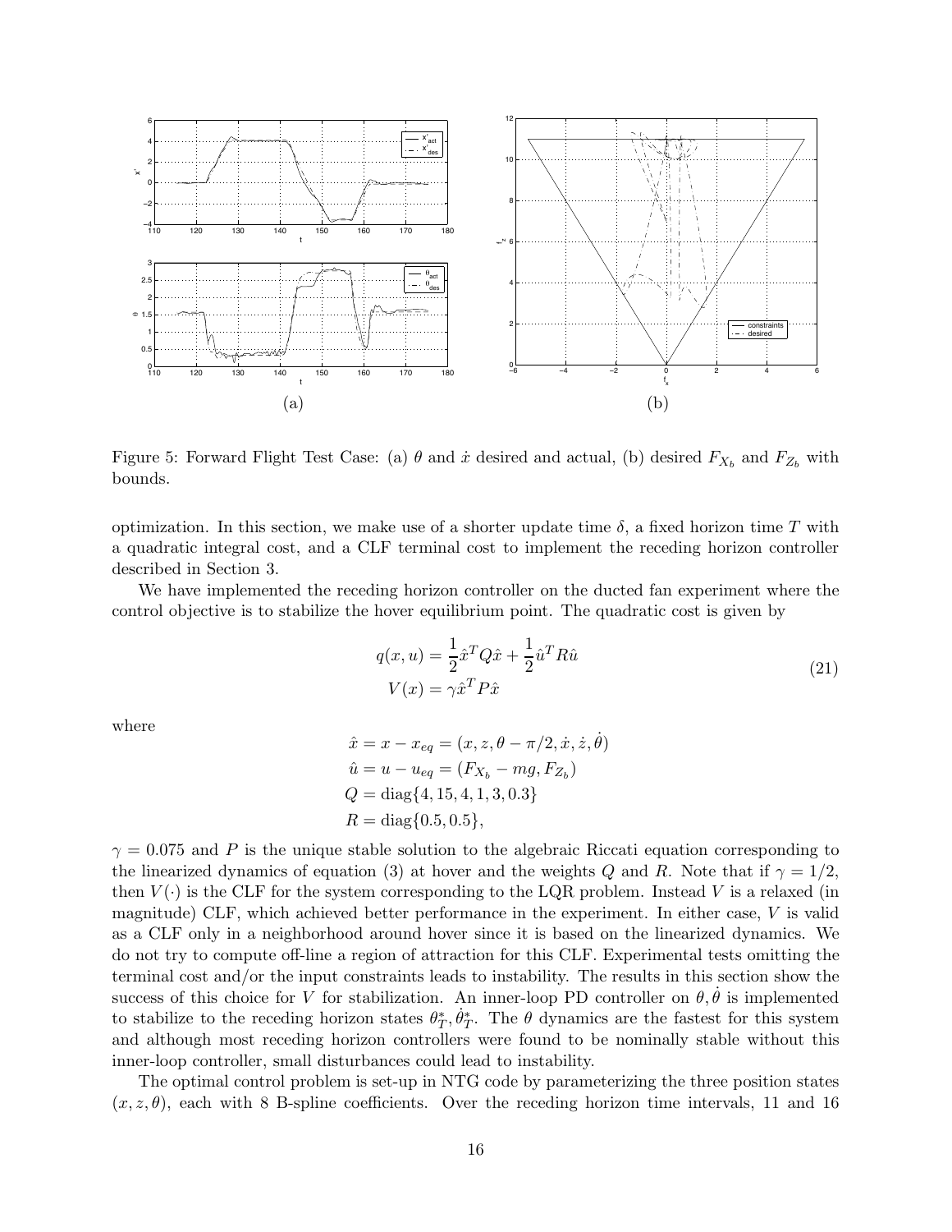Figure 5: Forward Flight Test Case: (a) $\theta$ and $\dot{x}$ desired and actual, (b) desired $F_{X_b}$ and $F_{Z_b}$ with bounds.

optimization. In this section, we make use of a shorter update time $\delta$, a fixed horizon time $T$ with a quadratic integral cost, and a CLF terminal cost to implement the receding horizon controller described in Section 3.

We have implemented the receding horizon controller on the ducted fan experiment where the control objective is to stabilize the hover equilibrium point. The quadratic cost is given by

$$
\begin{aligned}
q(x, u) &= \frac{1}{2}\hat{x}^T Q \hat{x} + \frac{1}{2}\hat{u}^T R \hat{u} \\
V(x) &= \gamma \hat{x}^T P \hat{x}
\end{aligned}
\tag{21}
$$

where

$$
\begin{aligned}
\hat{x} &= x - x_{eq} = (x, z, \theta - \pi/2, \dot{x}, \dot{z}, \dot{\theta}) \\
\hat{u} &= u - u_{eq} = (F_{X_b} - mg, F_{Z_b}) \\
Q &= \text{diag}\{4, 15, 4, 1, 3, 0.3\} \\
R &= \text{diag}\{0.5, 0.5\},
\end{aligned}
$$

$\gamma = 0.075$ and $P$ is the unique stable solution to the algebraic Riccati equation corresponding to the linearized dynamics of equation (3) at hover and the weights $Q$ and $R$. Note that if $\gamma = 1/2$, then $V(\cdot)$ is the CLF for the system corresponding to the LQR problem. Instead $V$ is a relaxed (in magnitude) CLF, which achieved better performance in the experiment. In either case, $V$ is valid as a CLF only in a neighborhood around hover since it is based on the linearized dynamics. We do not try to compute off-line a region of attraction for this CLF. Experimental tests omitting the terminal cost and/or the input constraints leads to instability. The results in this section show the success of this choice for $V$ for stabilization. An inner-loop PD controller on $\theta, \dot{\theta}$ is implemented to stabilize to the receding horizon states $\theta_T^*, \dot{\theta}_T^*$. The $\theta$ dynamics are the fastest for this system and although most receding horizon controllers were found to be nominally stable without this inner-loop controller, small disturbances could lead to instability.

The optimal control problem is set-up in NTG code by parameterizing the three position states $(x, z, \theta)$, each with 8 B-spline coefficients. Over the receding horizon time intervals, 11 and 16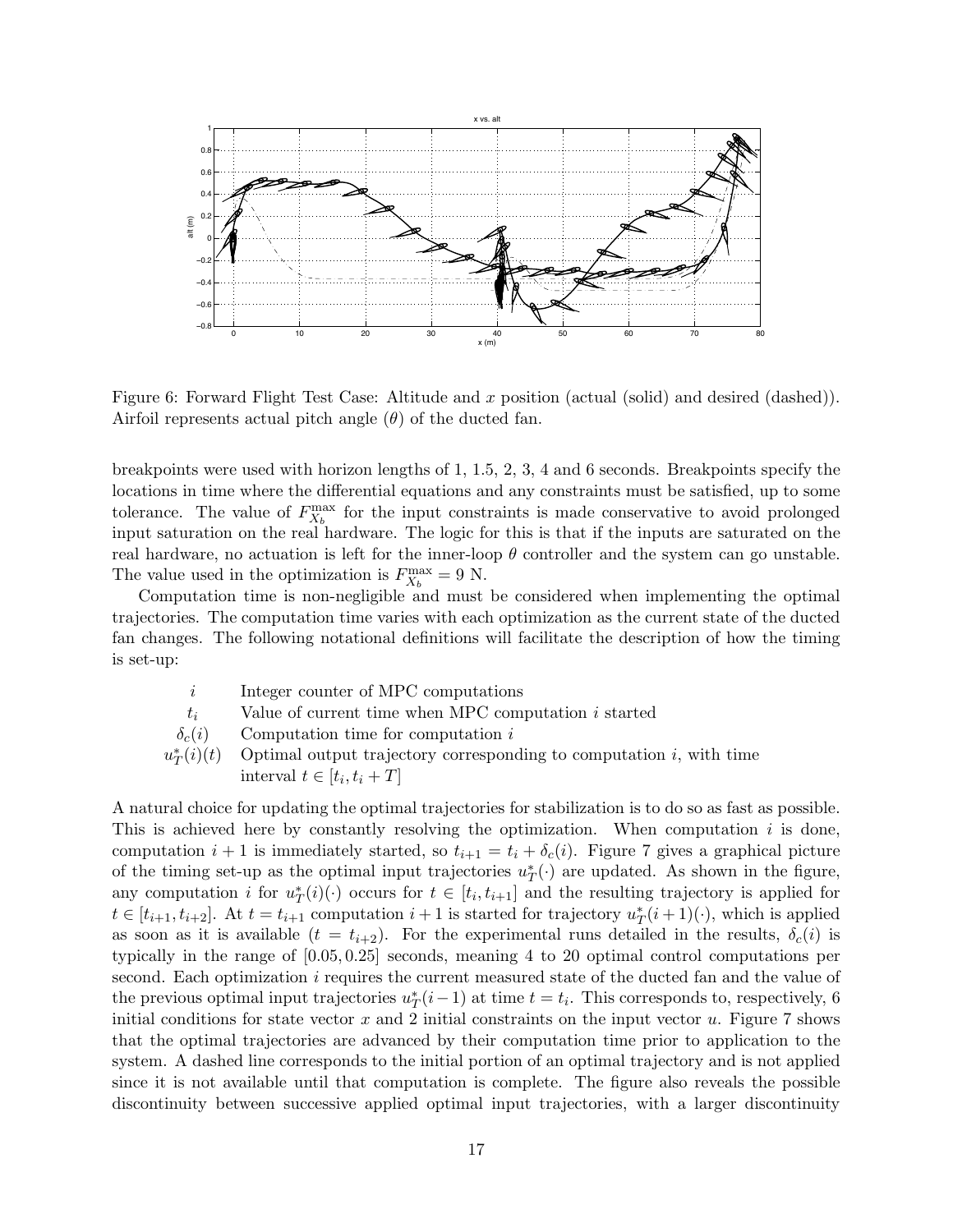Figure 6: Forward Flight Test Case: Altitude and $x$ position (actual (solid) and desired (dashed)). Airfoil represents actual pitch angle ($\theta$) of the ducted fan.

breakpoints were used with horizon lengths of 1, 1.5, 2, 3, 4 and 6 seconds. Breakpoints specify the locations in time where the differential equations and any constraints must be satisfied, up to some tolerance. The value of $F_{X_b}^{\max}$ for the input constraints is made conservative to avoid prolonged input saturation on the real hardware. The logic for this is that if the inputs are saturated on the real hardware, no actuation is left for the inner-loop $\theta$ controller and the system can go unstable. The value used in the optimization is $F_{X_b}^{\max} = 9$ N.

Computation time is non-negligible and must be considered when implementing the optimal trajectories. The computation time varies with each optimization as the current state of the ducted fan changes. The following notational definitions will facilitate the description of how the timing is set-up:

| | |
|---|---|
| $i$ | Integer counter of MPC computations |
| $t_i$ | Value of current time when MPC computation $i$ started |
| $\delta_c(i)$ | Computation time for computation $i$ |
| $u_T^*(i)(t)$ | Optimal output trajectory corresponding to computation $i$, with time interval $t \in [t_i, t_i + T]$ |

A natural choice for updating the optimal trajectories for stabilization is to do so as fast as possible. This is achieved here by constantly resolving the optimization. When computation $i$ is done, computation $i+1$ is immediately started, so $t_{i+1} = t_i + \delta_c(i)$. Figure 7 gives a graphical picture of the timing set-up as the optimal input trajectories $u_T^*(\cdot)$ are updated. As shown in the figure, any computation $i$ for $u_T^*(i)(\cdot)$ occurs for $t \in [t_i, t_{i+1}]$ and the resulting trajectory is applied for $t \in [t_{i+1}, t_{i+2}]$. At $t = t_{i+1}$ computation $i+1$ is started for trajectory $u_T^*(i+1)(\cdot)$, which is applied as soon as it is available ($t = t_{i+2}$). For the experimental runs detailed in the results, $\delta_c(i)$ is typically in the range of $[0.05, 0.25]$ seconds, meaning 4 to 20 optimal control computations per second. Each optimization $i$ requires the current measured state of the ducted fan and the value of the previous optimal input trajectories $u_T^*(i-1)$ at time $t = t_i$. This corresponds to, respectively, 6 initial conditions for state vector $x$ and 2 initial constraints on the input vector $u$. Figure 7 shows that the optimal trajectories are advanced by their computation time prior to application to the system. A dashed line corresponds to the initial portion of an optimal trajectory and is not applied since it is not available until that computation is complete. The figure also reveals the possible discontinuity between successive applied optimal input trajectories, with a larger discontinuity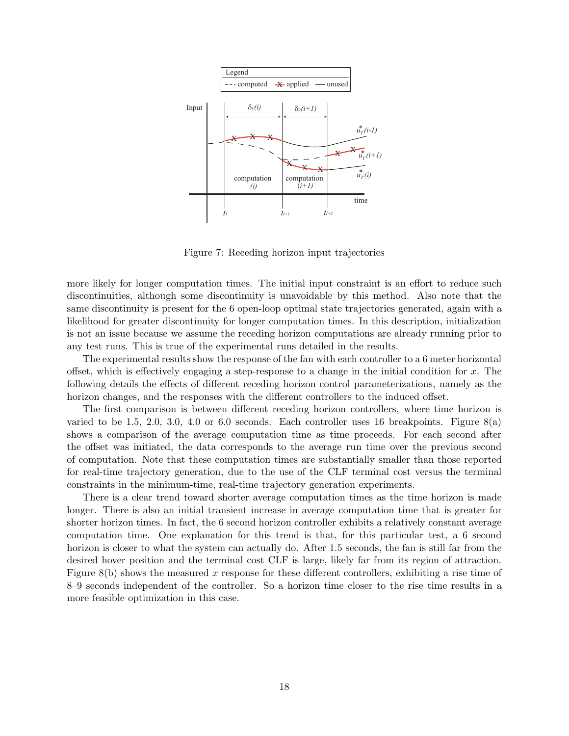Figure 7: Receding horizon input trajectories

more likely for longer computation times. The initial input constraint is an effort to reduce such discontinuities, although some discontinuity is unavoidable by this method. Also note that the same discontinuity is present for the 6 open-loop optimal state trajectories generated, again with a likelihood for greater discontinuity for longer computation times. In this description, initialization is not an issue because we assume the receding horizon computations are already running prior to any test runs. This is true of the experimental runs detailed in the results.

The experimental results show the response of the fan with each controller to a 6 meter horizontal offset, which is effectively engaging a step-response to a change in the initial condition for $x$. The following details the effects of different receding horizon control parameterizations, namely as the horizon changes, and the responses with the different controllers to the induced offset.

The first comparison is between different receding horizon controllers, where time horizon is varied to be 1.5, 2.0, 3.0, 4.0 or 6.0 seconds. Each controller uses 16 breakpoints. Figure 8(a) shows a comparison of the average computation time as time proceeds. For each second after the offset was initiated, the data corresponds to the average run time over the previous second of computation. Note that these computation times are substantially smaller than those reported for real-time trajectory generation, due to the use of the CLF terminal cost versus the terminal constraints in the minimum-time, real-time trajectory generation experiments.

There is a clear trend toward shorter average computation times as the time horizon is made longer. There is also an initial transient increase in average computation time that is greater for shorter horizon times. In fact, the 6 second horizon controller exhibits a relatively constant average computation time. One explanation for this trend is that, for this particular test, a 6 second horizon is closer to what the system can actually do. After 1.5 seconds, the fan is still far from the desired hover position and the terminal cost CLF is large, likely far from its region of attraction. Figure 8(b) shows the measured $x$ response for these different controllers, exhibiting a rise time of 8–9 seconds independent of the controller. So a horizon time closer to the rise time results in a more feasible optimization in this case.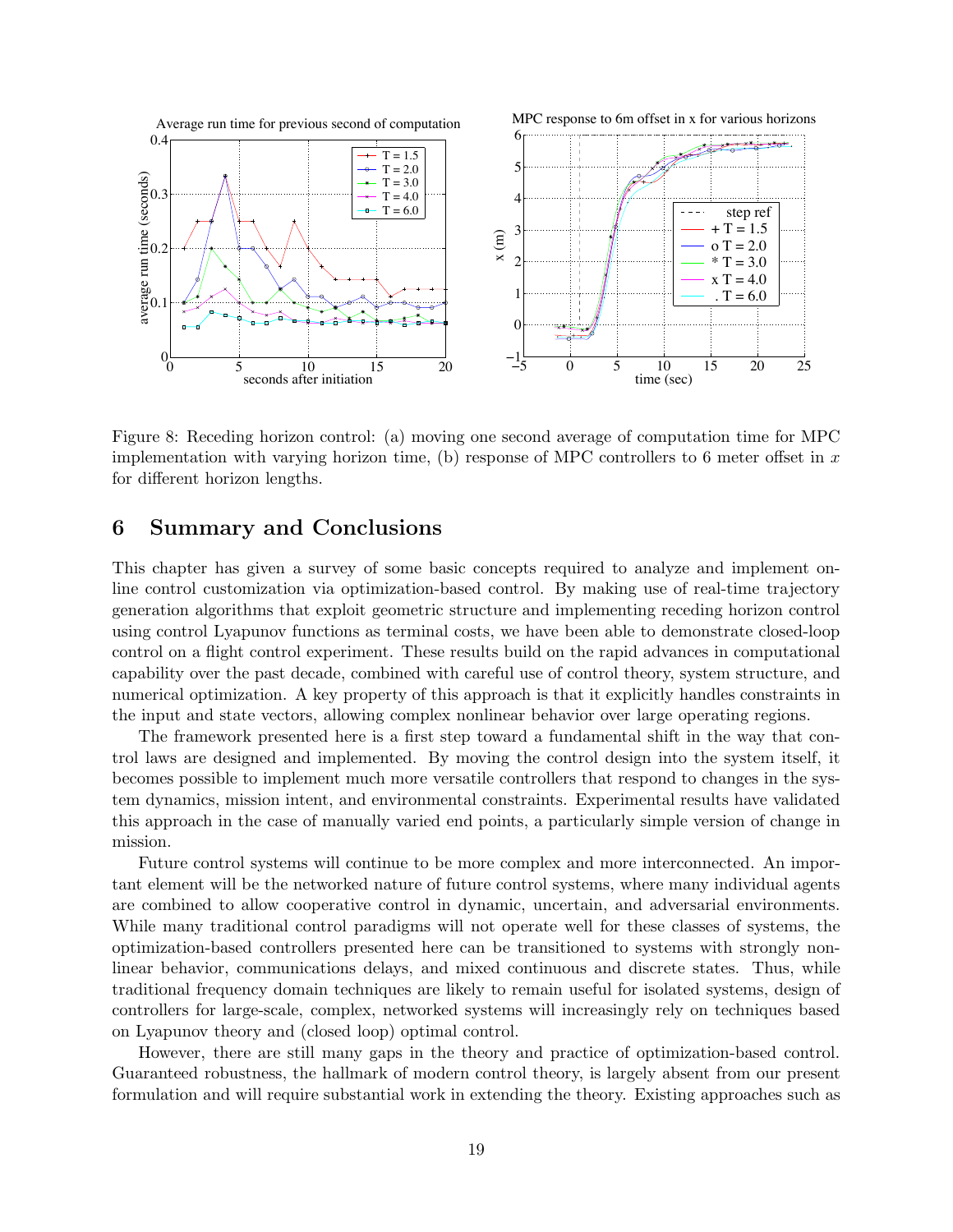Average run time for previous second of computation

average run time (seconds)

seconds after initiation

T = 1.5
T = 2.0
T = 3.0
T = 4.0
T = 6.0

0.4
0.3
0.2
0.1
0
0 5 10 15 20

MPC response to 6m offset in x for various horizons

x (m)

time (sec)

step ref
+ T = 1.5
o T = 2.0
* T = 3.0
x T = 4.0
. T = 6.0

6
5
4
3
2
1
0
−1
−5 0 5 10 15 20 25

Figure 8: Receding horizon control: (a) moving one second average of computation time for MPC implementation with varying horizon time, (b) response of MPC controllers to 6 meter offset in $x$ for different horizon lengths.

## 6 Summary and Conclusions

This chapter has given a survey of some basic concepts required to analyze and implement online control customization via optimization-based control. By making use of real-time trajectory generation algorithms that exploit geometric structure and implementing receding horizon control using control Lyapunov functions as terminal costs, we have been able to demonstrate closed-loop control on a flight control experiment. These results build on the rapid advances in computational capability over the past decade, combined with careful use of control theory, system structure, and numerical optimization. A key property of this approach is that it explicitly handles constraints in the input and state vectors, allowing complex nonlinear behavior over large operating regions.

The framework presented here is a first step toward a fundamental shift in the way that control laws are designed and implemented. By moving the control design into the system itself, it becomes possible to implement much more versatile controllers that respond to changes in the system dynamics, mission intent, and environmental constraints. Experimental results have validated this approach in the case of manually varied end points, a particularly simple version of change in mission.

Future control systems will continue to be more complex and more interconnected. An important element will be the networked nature of future control systems, where many individual agents are combined to allow cooperative control in dynamic, uncertain, and adversarial environments. While many traditional control paradigms will not operate well for these classes of systems, the optimization-based controllers presented here can be transitioned to systems with strongly nonlinear behavior, communications delays, and mixed continuous and discrete states. Thus, while traditional frequency domain techniques are likely to remain useful for isolated systems, design of controllers for large-scale, complex, networked systems will increasingly rely on techniques based on Lyapunov theory and (closed loop) optimal control.

However, there are still many gaps in the theory and practice of optimization-based control. Guaranteed robustness, the hallmark of modern control theory, is largely absent from our present formulation and will require substantial work in extending the theory. Existing approaches such as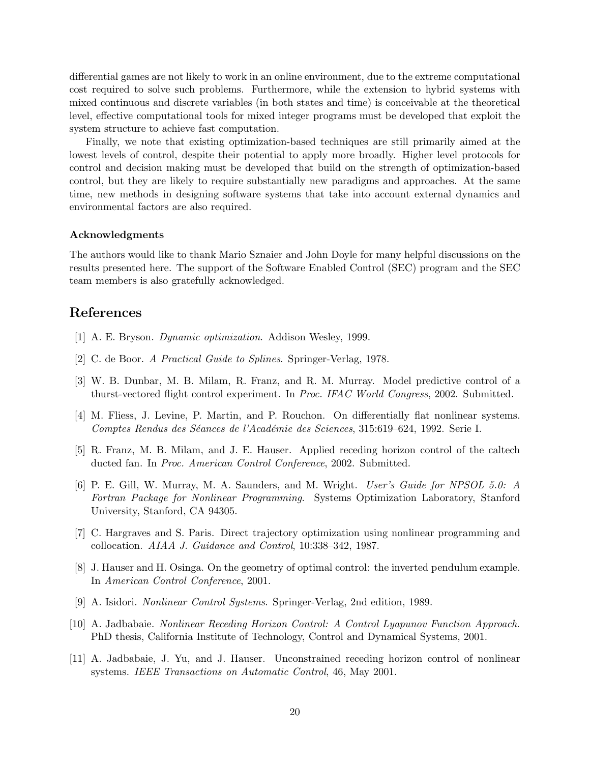differential games are not likely to work in an online environment, due to the extreme computational cost required to solve such problems. Furthermore, while the extension to hybrid systems with mixed continuous and discrete variables (in both states and time) is conceivable at the theoretical level, effective computational tools for mixed integer programs must be developed that exploit the system structure to achieve fast computation.

Finally, we note that existing optimization-based techniques are still primarily aimed at the lowest levels of control, despite their potential to apply more broadly. Higher level protocols for control and decision making must be developed that build on the strength of optimization-based control, but they are likely to require substantially new paradigms and approaches. At the same time, new methods in designing software systems that take into account external dynamics and environmental factors are also required.

### Acknowledgments

The authors would like to thank Mario Sznaier and John Doyle for many helpful discussions on the results presented here. The support of the Software Enabled Control (SEC) program and the SEC team members is also gratefully acknowledged.

## References

[1] A. E. Bryson. *Dynamic optimization*. Addison Wesley, 1999.

[2] C. de Boor. *A Practical Guide to Splines*. Springer-Verlag, 1978.

[3] W. B. Dunbar, M. B. Milam, R. Franz, and R. M. Murray. Model predictive control of a thurst-vectored flight control experiment. In *Proc. IFAC World Congress*, 2002. Submitted.

[4] M. Fliess, J. Levine, P. Martin, and P. Rouchon. On differentially flat nonlinear systems. *Comptes Rendus des Séances de l'Académie des Sciences*, 315:619–624, 1992. Serie I.

[5] R. Franz, M. B. Milam, and J. E. Hauser. Applied receding horizon control of the caltech ducted fan. In *Proc. American Control Conference*, 2002. Submitted.

[6] P. E. Gill, W. Murray, M. A. Saunders, and M. Wright. *User's Guide for NPSOL 5.0: A Fortran Package for Nonlinear Programming.* Systems Optimization Laboratory, Stanford University, Stanford, CA 94305.

[7] C. Hargraves and S. Paris. Direct trajectory optimization using nonlinear programming and collocation. *AIAA J. Guidance and Control*, 10:338–342, 1987.

[8] J. Hauser and H. Osinga. On the geometry of optimal control: the inverted pendulum example. In *American Control Conference*, 2001.

[9] A. Isidori. *Nonlinear Control Systems*. Springer-Verlag, 2nd edition, 1989.

[10] A. Jadbabaie. *Nonlinear Receding Horizon Control: A Control Lyapunov Function Approach*. PhD thesis, California Institute of Technology, Control and Dynamical Systems, 2001.

[11] A. Jadbabaie, J. Yu, and J. Hauser. Unconstrained receding horizon control of nonlinear systems. *IEEE Transactions on Automatic Control*, 46, May 2001.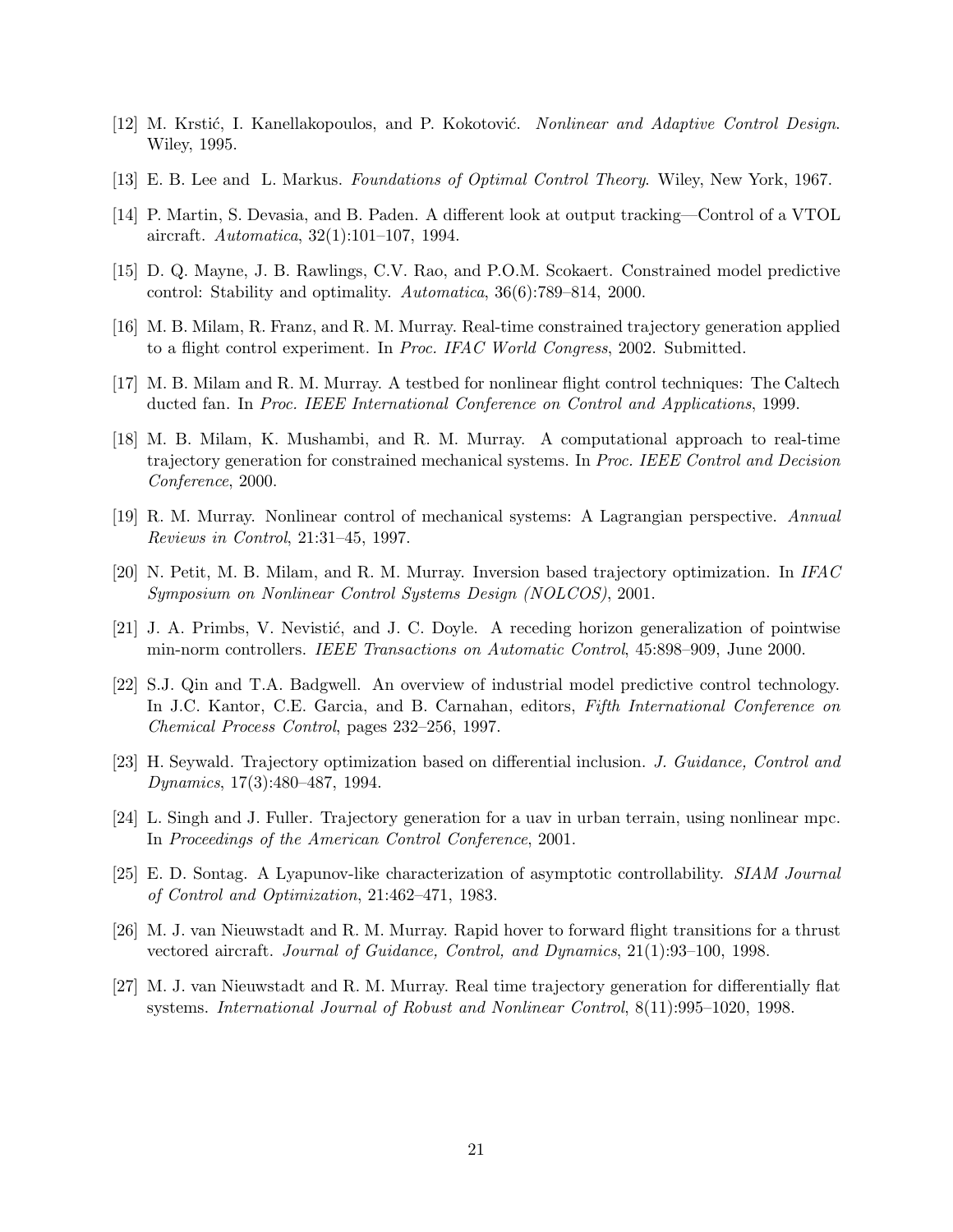[12] M. Krstić, I. Kanellakopoulos, and P. Kokotović. *Nonlinear and Adaptive Control Design*. Wiley, 1995.

[13] E. B. Lee and L. Markus. *Foundations of Optimal Control Theory*. Wiley, New York, 1967.

[14] P. Martin, S. Devasia, and B. Paden. A different look at output tracking—Control of a VTOL aircraft. *Automatica*, 32(1):101–107, 1994.

[15] D. Q. Mayne, J. B. Rawlings, C.V. Rao, and P.O.M. Scokaert. Constrained model predictive control: Stability and optimality. *Automatica*, 36(6):789–814, 2000.

[16] M. B. Milam, R. Franz, and R. M. Murray. Real-time constrained trajectory generation applied to a flight control experiment. In *Proc. IFAC World Congress*, 2002. Submitted.

[17] M. B. Milam and R. M. Murray. A testbed for nonlinear flight control techniques: The Caltech ducted fan. In *Proc. IEEE International Conference on Control and Applications*, 1999.

[18] M. B. Milam, K. Mushambi, and R. M. Murray. A computational approach to real-time trajectory generation for constrained mechanical systems. In *Proc. IEEE Control and Decision Conference*, 2000.

[19] R. M. Murray. Nonlinear control of mechanical systems: A Lagrangian perspective. *Annual Reviews in Control*, 21:31–45, 1997.

[20] N. Petit, M. B. Milam, and R. M. Murray. Inversion based trajectory optimization. In *IFAC Symposium on Nonlinear Control Systems Design (NOLCOS)*, 2001.

[21] J. A. Primbs, V. Nevistić, and J. C. Doyle. A receding horizon generalization of pointwise min-norm controllers. *IEEE Transactions on Automatic Control*, 45:898–909, June 2000.

[22] S.J. Qin and T.A. Badgwell. An overview of industrial model predictive control technology. In J.C. Kantor, C.E. Garcia, and B. Carnahan, editors, *Fifth International Conference on Chemical Process Control*, pages 232–256, 1997.

[23] H. Seywald. Trajectory optimization based on differential inclusion. *J. Guidance, Control and Dynamics*, 17(3):480–487, 1994.

[24] L. Singh and J. Fuller. Trajectory generation for a uav in urban terrain, using nonlinear mpc. In *Proceedings of the American Control Conference*, 2001.

[25] E. D. Sontag. A Lyapunov-like characterization of asymptotic controllability. *SIAM Journal of Control and Optimization*, 21:462–471, 1983.

[26] M. J. van Nieuwstadt and R. M. Murray. Rapid hover to forward flight transitions for a thrust vectored aircraft. *Journal of Guidance, Control, and Dynamics*, 21(1):93–100, 1998.

[27] M. J. van Nieuwstadt and R. M. Murray. Real time trajectory generation for differentially flat systems. *International Journal of Robust and Nonlinear Control*, 8(11):995–1020, 1998.